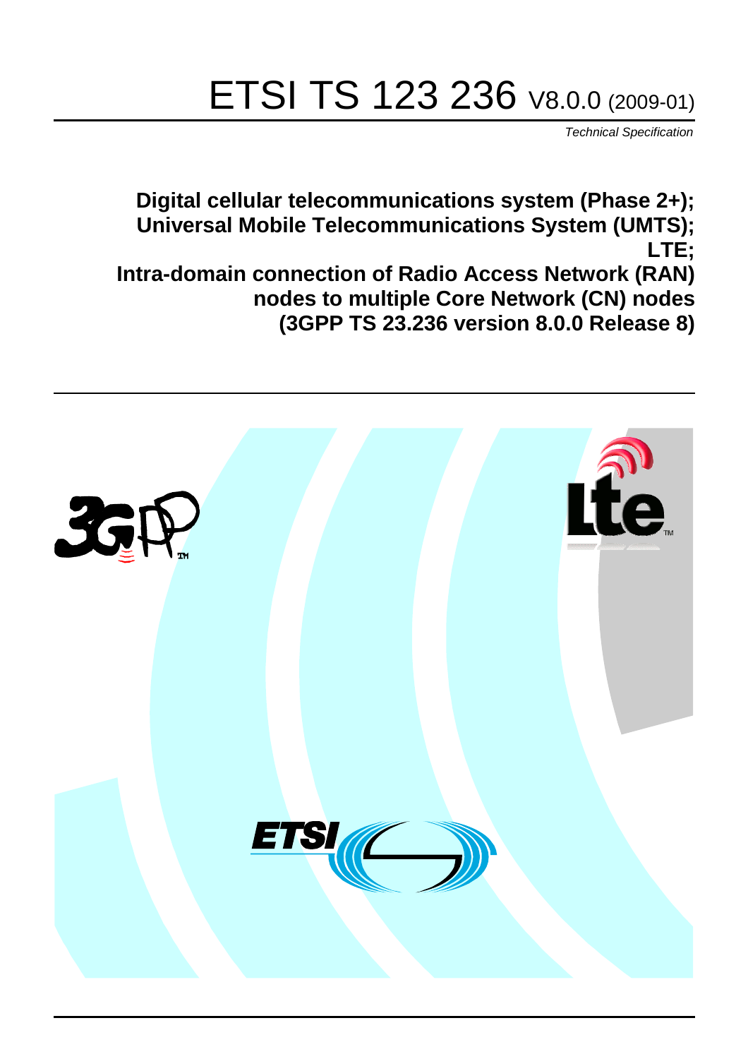# ETSI TS 123 236 V8.0.0 (2009-01)

*Technical Specification*

**Digital cellular telecommunications system (Phase 2+);**
**Universal Mobile Telecommunications System (UMTS);**
**LTE;**
**Intra-domain connection of Radio Access Network (RAN) nodes to multiple Core Network (CN) nodes**
**(3GPP TS 23.236 version 8.0.0 Release 8)**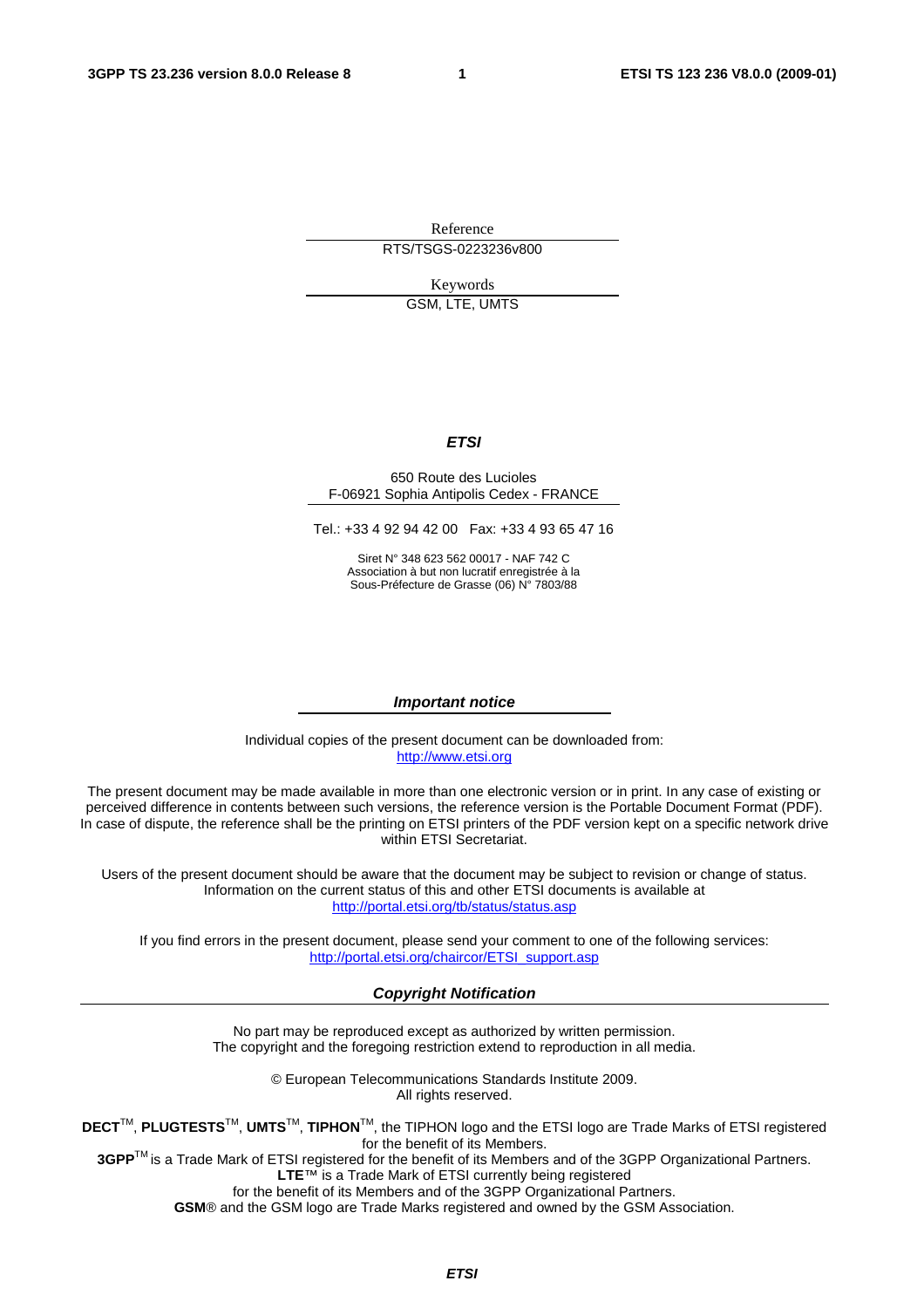Reference

RTS/TSGS-0223236v800

Keywords

GSM, LTE, UMTS

***ETSI***

650 Route des Lucioles
F-06921 Sophia Antipolis Cedex - FRANCE

Tel.: +33 4 92 94 42 00 Fax: +33 4 93 65 47 16

Siret N° 348 623 562 00017 - NAF 742 C
Association à but non lucratif enregistrée à la
Sous-Préfecture de Grasse (06) N° 7803/88

***Important notice***

Individual copies of the present document can be downloaded from:
http://www.etsi.org

The present document may be made available in more than one electronic version or in print. In any case of existing or perceived difference in contents between such versions, the reference version is the Portable Document Format (PDF). In case of dispute, the reference shall be the printing on ETSI printers of the PDF version kept on a specific network drive within ETSI Secretariat.

Users of the present document should be aware that the document may be subject to revision or change of status. Information on the current status of this and other ETSI documents is available at
http://portal.etsi.org/tb/status/status.asp

If you find errors in the present document, please send your comment to one of the following services:
http://portal.etsi.org/chaircor/ETSI_support.asp

***Copyright Notification***

No part may be reproduced except as authorized by written permission.
The copyright and the foregoing restriction extend to reproduction in all media.

© European Telecommunications Standards Institute 2009.
All rights reserved.

**DECT**™, **PLUGTESTS**™, **UMTS**™, **TIPHON**™, the TIPHON logo and the ETSI logo are Trade Marks of ETSI registered for the benefit of its Members.
**3GPP**™ is a Trade Mark of ETSI registered for the benefit of its Members and of the 3GPP Organizational Partners.
**LTE**™ is a Trade Mark of ETSI currently being registered
for the benefit of its Members and of the 3GPP Organizational Partners.
**GSM**® and the GSM logo are Trade Marks registered and owned by the GSM Association.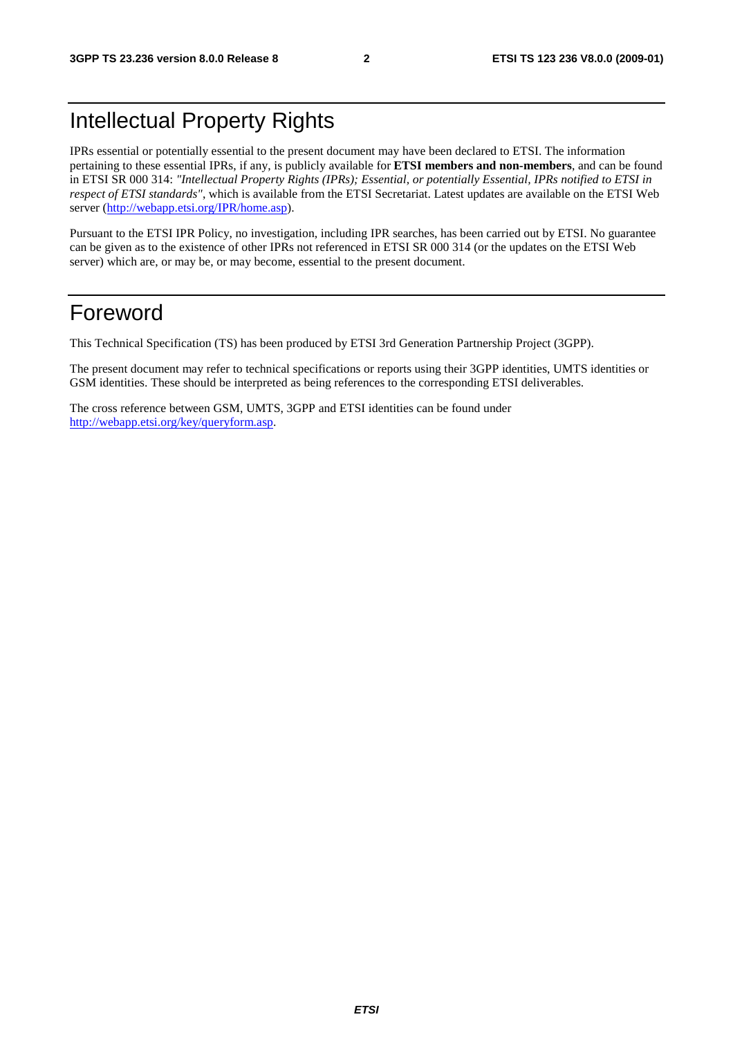# Intellectual Property Rights

IPRs essential or potentially essential to the present document may have been declared to ETSI. The information pertaining to these essential IPRs, if any, is publicly available for **ETSI members and non-members**, and can be found in ETSI SR 000 314: *"Intellectual Property Rights (IPRs); Essential, or potentially Essential, IPRs notified to ETSI in respect of ETSI standards"*, which is available from the ETSI Secretariat. Latest updates are available on the ETSI Web server (http://webapp.etsi.org/IPR/home.asp).

Pursuant to the ETSI IPR Policy, no investigation, including IPR searches, has been carried out by ETSI. No guarantee can be given as to the existence of other IPRs not referenced in ETSI SR 000 314 (or the updates on the ETSI Web server) which are, or may be, or may become, essential to the present document.

# Foreword

This Technical Specification (TS) has been produced by ETSI 3rd Generation Partnership Project (3GPP).

The present document may refer to technical specifications or reports using their 3GPP identities, UMTS identities or GSM identities. These should be interpreted as being references to the corresponding ETSI deliverables.

The cross reference between GSM, UMTS, 3GPP and ETSI identities can be found under http://webapp.etsi.org/key/queryform.asp.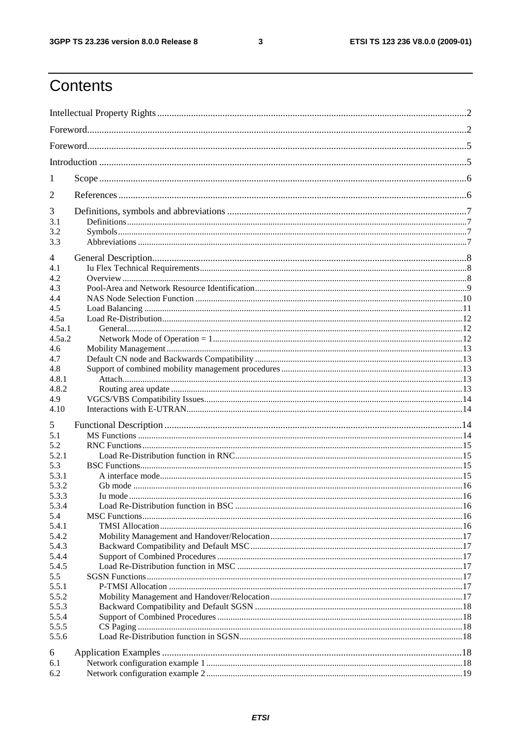# Contents

Intellectual Property Rights ..............................................................................................................................2

Foreword...........................................................................................................................................................2

Foreword...........................................................................................................................................................5

Introduction ......................................................................................................................................................5

1 Scope ......................................................................................................................................................6

2 References ..............................................................................................................................................6

3 Definitions, symbols and abbreviations ..................................................................................................7
3.1 Definitions.........................................................................................................................................7
3.2 Symbols.............................................................................................................................................7
3.3 Abbreviations ....................................................................................................................................7

4 General Description.................................................................................................................................8
4.1 Iu Flex Technical Requirements........................................................................................................8
4.2 Overview ...........................................................................................................................................8
4.3 Pool-Area and Network Resource Identification...............................................................................9
4.4 NAS Node Selection Function ........................................................................................................10
4.5 Load Balancing ...............................................................................................................................11
4.5a Load Re-Distribution.......................................................................................................................12
4.5a.1 General.......................................................................................................................................12
4.5a.2 Network Mode of Operation = 1...............................................................................................12
4.6 Mobility Management .....................................................................................................................13
4.7 Default CN node and Backwards Compatibility .............................................................................13
4.8 Support of combined mobility management procedures .................................................................13
4.8.1 Attach.........................................................................................................................................13
4.8.2 Routing area update ...................................................................................................................13
4.9 VGCS/VBS Compatibility Issues....................................................................................................14
4.10 Interactions with E-UTRAN............................................................................................................14

5 Functional Description ..........................................................................................................................14
5.1 MS Functions ..................................................................................................................................14
5.2 RNC Functions................................................................................................................................15
5.2.1 Load Re-Distribution function in RNC......................................................................................15
5.3 BSC Functions.................................................................................................................................15
5.3.1 A interface mode........................................................................................................................15
5.3.2 Gb mode ....................................................................................................................................16
5.3.3 Iu mode ......................................................................................................................................16
5.3.4 Load Re-Distribution function in BSC ......................................................................................16
5.4 MSC Functions................................................................................................................................16
5.4.1 TMSI Allocation........................................................................................................................16
5.4.2 Mobility Management and Handover/Relocation......................................................................17
5.4.3 Backward Compatibility and Default MSC...............................................................................17
5.4.4 Support of Combined Procedures ..............................................................................................17
5.4.5 Load Re-Distribution function in MSC .....................................................................................17
5.5 SGSN Functions..............................................................................................................................17
5.5.1 P-TMSI Allocation ....................................................................................................................17
5.5.2 Mobility Management and Handover/Relocation......................................................................17
5.5.3 Backward Compatibility and Default SGSN .............................................................................18
5.5.4 Support of Combined Procedures ..............................................................................................18
5.5.5 CS Paging ..................................................................................................................................18
5.5.6 Load Re-Distribution function in SGSN....................................................................................18

6 Application Examples ...........................................................................................................................18
6.1 Network configuration example 1 ...................................................................................................18
6.2 Network configuration example 2 ...................................................................................................19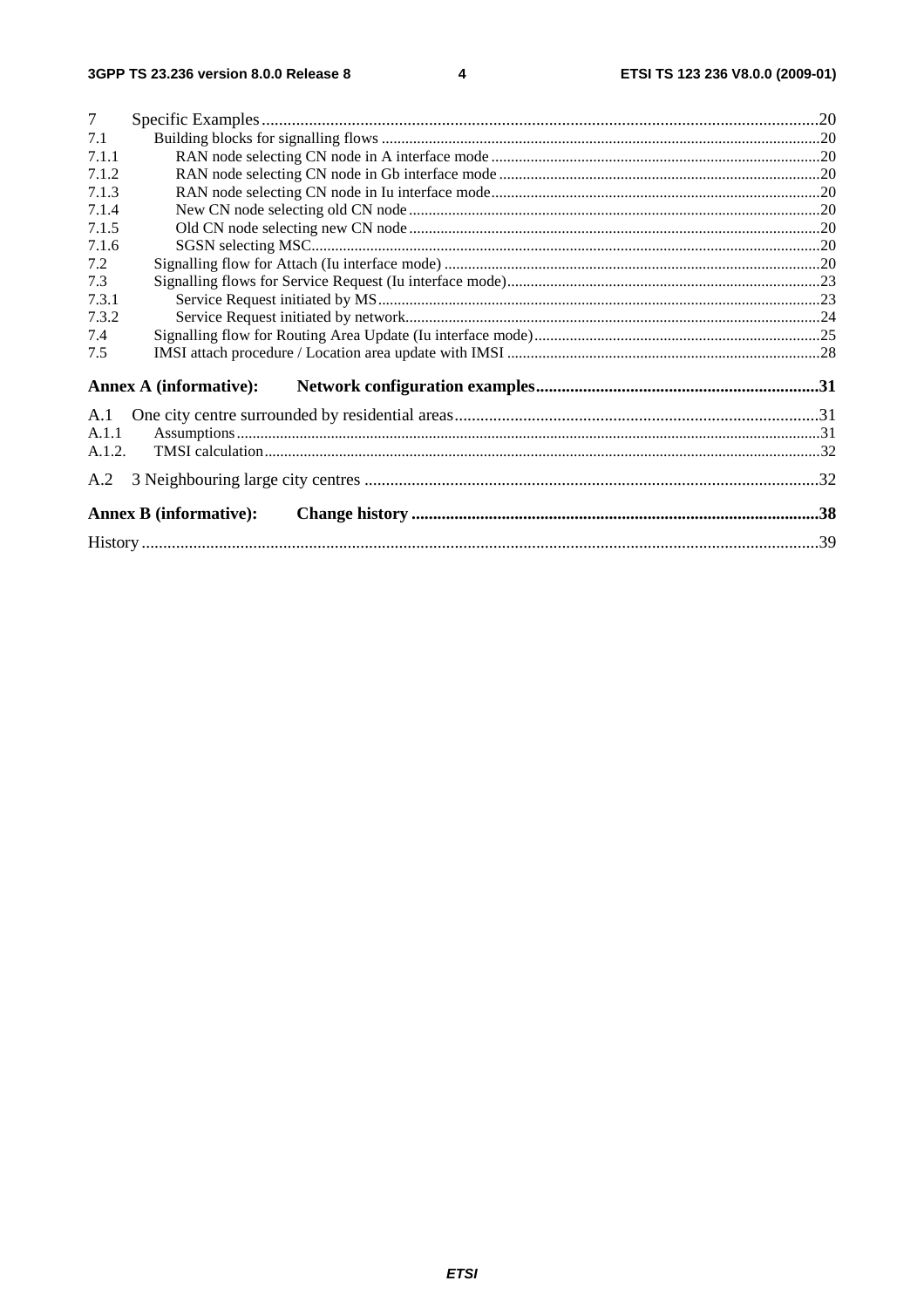7 Specific Examples .....20
7.1 Building blocks for signalling flows .....20
7.1.1 RAN node selecting CN node in A interface mode .....20
7.1.2 RAN node selecting CN node in Gb interface mode .....20
7.1.3 RAN node selecting CN node in Iu interface mode .....20
7.1.4 New CN node selecting old CN node .....20
7.1.5 Old CN node selecting new CN node .....20
7.1.6 SGSN selecting MSC .....20
7.2 Signalling flow for Attach (Iu interface mode) .....20
7.3 Signalling flows for Service Request (Iu interface mode) .....23
7.3.1 Service Request initiated by MS .....23
7.3.2 Service Request initiated by network .....24
7.4 Signalling flow for Routing Area Update (Iu interface mode) .....25
7.5 IMSI attach procedure / Location area update with IMSI .....28

**Annex A (informative): Network configuration examples .....31**

A.1 One city centre surrounded by residential areas .....31
A.1.1 Assumptions .....31
A.1.2. TMSI calculation .....32

A.2 3 Neighbouring large city centres .....32

**Annex B (informative): Change history .....38**

History .....39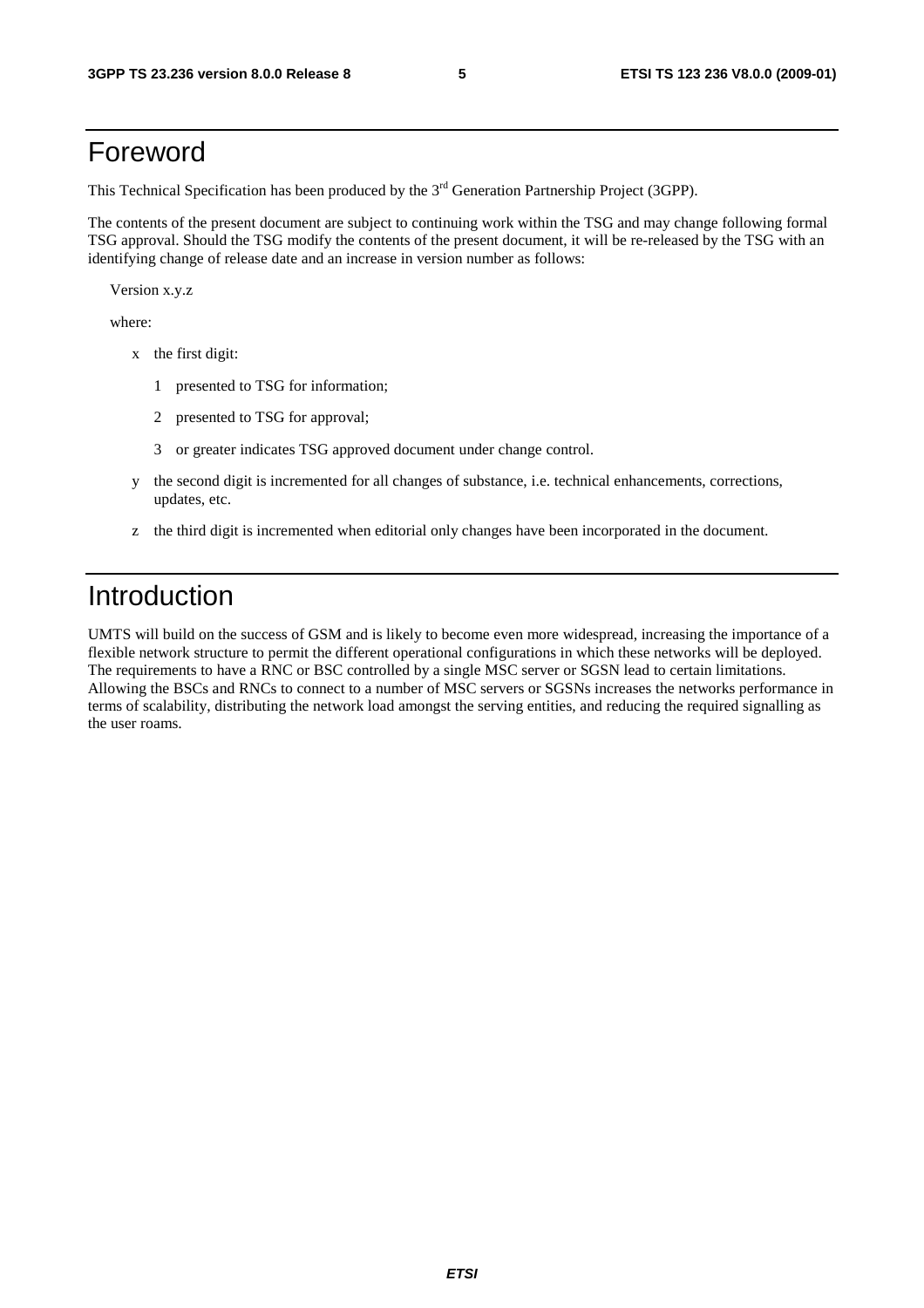# Foreword

This Technical Specification has been produced by the 3rd Generation Partnership Project (3GPP).

The contents of the present document are subject to continuing work within the TSG and may change following formal TSG approval. Should the TSG modify the contents of the present document, it will be re-released by the TSG with an identifying change of release date and an increase in version number as follows:

Version x.y.z

where:

- x the first digit:
  - 1 presented to TSG for information;
  - 2 presented to TSG for approval;
  - 3 or greater indicates TSG approved document under change control.
- y the second digit is incremented for all changes of substance, i.e. technical enhancements, corrections, updates, etc.
- z the third digit is incremented when editorial only changes have been incorporated in the document.

# Introduction

UMTS will build on the success of GSM and is likely to become even more widespread, increasing the importance of a flexible network structure to permit the different operational configurations in which these networks will be deployed. The requirements to have a RNC or BSC controlled by a single MSC server or SGSN lead to certain limitations. Allowing the BSCs and RNCs to connect to a number of MSC servers or SGSNs increases the networks performance in terms of scalability, distributing the network load amongst the serving entities, and reducing the required signalling as the user roams.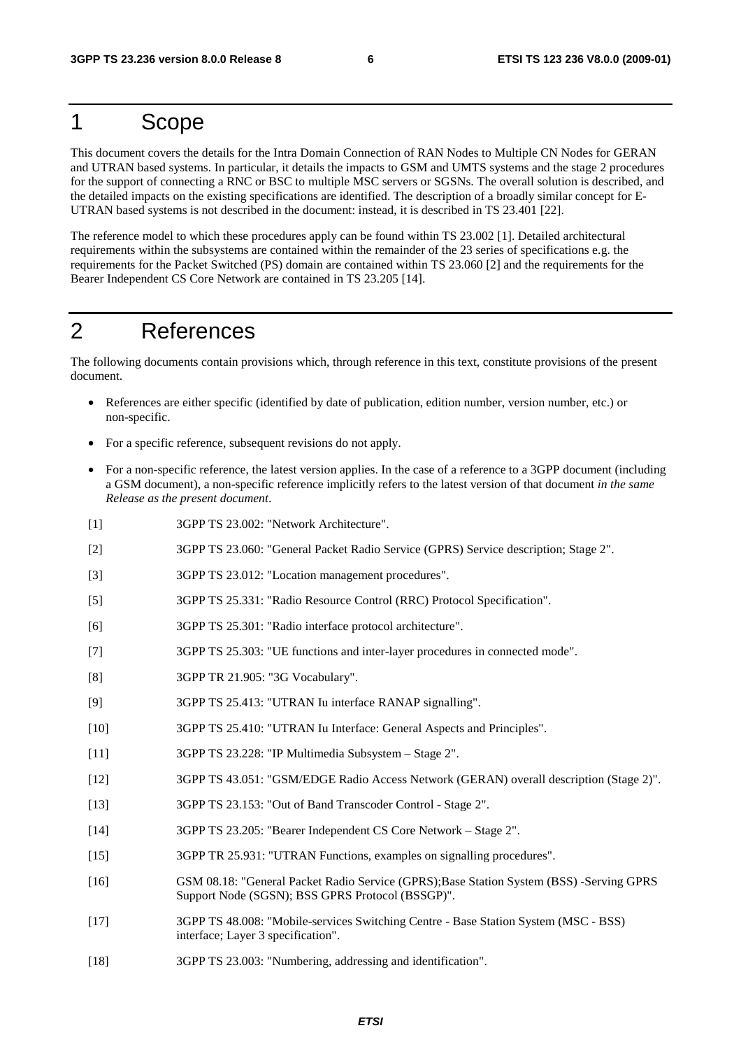# 1 Scope

This document covers the details for the Intra Domain Connection of RAN Nodes to Multiple CN Nodes for GERAN and UTRAN based systems. In particular, it details the impacts to GSM and UMTS systems and the stage 2 procedures for the support of connecting a RNC or BSC to multiple MSC servers or SGSNs. The overall solution is described, and the detailed impacts on the existing specifications are identified. The description of a broadly similar concept for E-UTRAN based systems is not described in the document: instead, it is described in TS 23.401 [22].

The reference model to which these procedures apply can be found within TS 23.002 [1]. Detailed architectural requirements within the subsystems are contained within the remainder of the 23 series of specifications e.g. the requirements for the Packet Switched (PS) domain are contained within TS 23.060 [2] and the requirements for the Bearer Independent CS Core Network are contained in TS 23.205 [14].

# 2 References

The following documents contain provisions which, through reference in this text, constitute provisions of the present document.

- References are either specific (identified by date of publication, edition number, version number, etc.) or non-specific.
- For a specific reference, subsequent revisions do not apply.
- For a non-specific reference, the latest version applies. In the case of a reference to a 3GPP document (including a GSM document), a non-specific reference implicitly refers to the latest version of that document *in the same Release as the present document*.

[1] 3GPP TS 23.002: "Network Architecture".

[2] 3GPP TS 23.060: "General Packet Radio Service (GPRS) Service description; Stage 2".

[3] 3GPP TS 23.012: "Location management procedures".

[5] 3GPP TS 25.331: "Radio Resource Control (RRC) Protocol Specification".

[6] 3GPP TS 25.301: "Radio interface protocol architecture".

[7] 3GPP TS 25.303: "UE functions and inter-layer procedures in connected mode".

[8] 3GPP TR 21.905: "3G Vocabulary".

[9] 3GPP TS 25.413: "UTRAN Iu interface RANAP signalling".

[10] 3GPP TS 25.410: "UTRAN Iu Interface: General Aspects and Principles".

[11] 3GPP TS 23.228: "IP Multimedia Subsystem – Stage 2".

[12] 3GPP TS 43.051: "GSM/EDGE Radio Access Network (GERAN) overall description (Stage 2)".

[13] 3GPP TS 23.153: "Out of Band Transcoder Control - Stage 2".

[14] 3GPP TS 23.205: "Bearer Independent CS Core Network – Stage 2".

[15] 3GPP TR 25.931: "UTRAN Functions, examples on signalling procedures".

[16] GSM 08.18: "General Packet Radio Service (GPRS);Base Station System (BSS) -Serving GPRS Support Node (SGSN); BSS GPRS Protocol (BSSGP)".

[17] 3GPP TS 48.008: "Mobile-services Switching Centre - Base Station System (MSC - BSS) interface; Layer 3 specification".

[18] 3GPP TS 23.003: "Numbering, addressing and identification".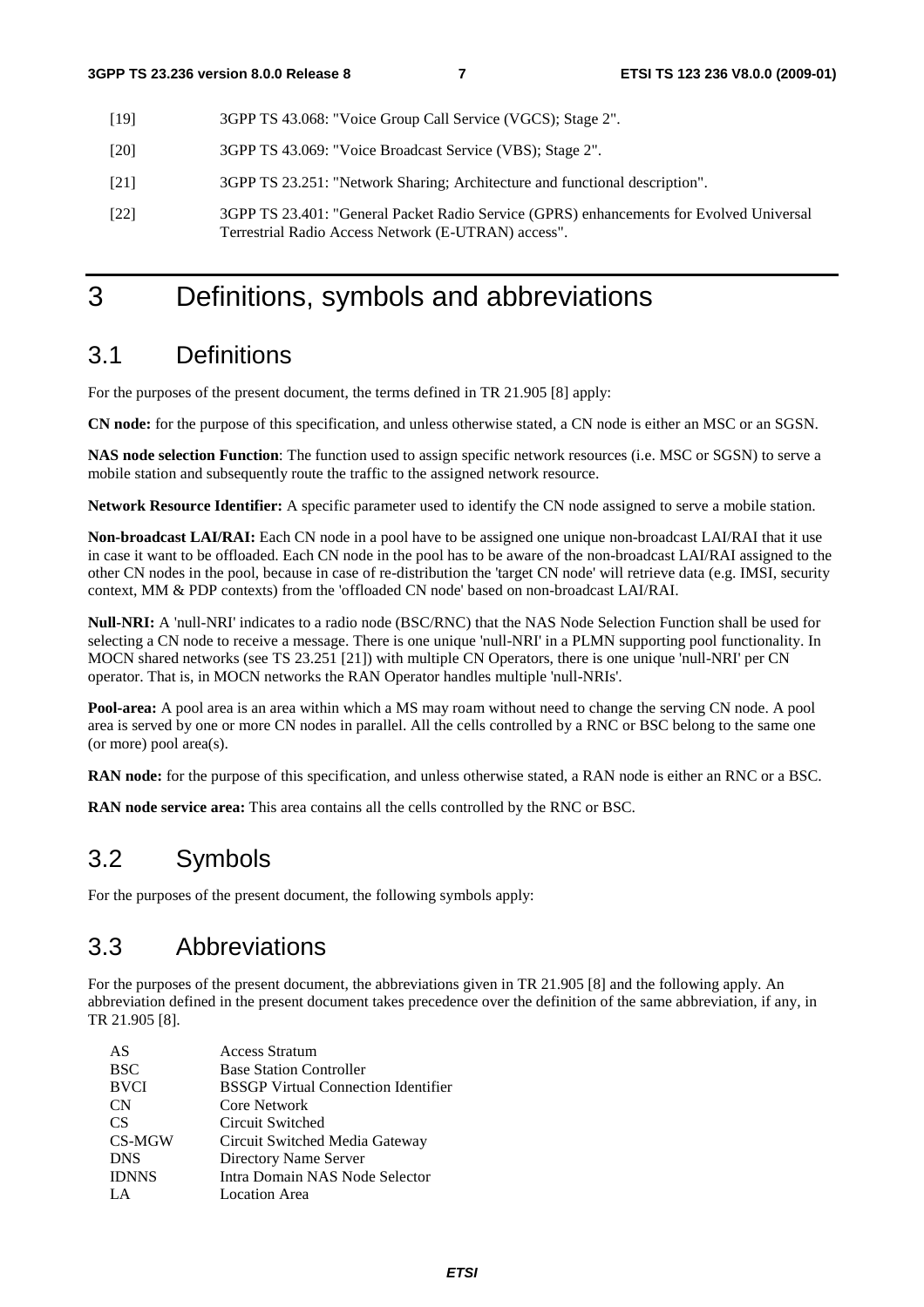[19] 3GPP TS 43.068: "Voice Group Call Service (VGCS); Stage 2".

[20] 3GPP TS 43.069: "Voice Broadcast Service (VBS); Stage 2".

[21] 3GPP TS 23.251: "Network Sharing; Architecture and functional description".

[22] 3GPP TS 23.401: "General Packet Radio Service (GPRS) enhancements for Evolved Universal Terrestrial Radio Access Network (E-UTRAN) access".

# 3 Definitions, symbols and abbreviations

## 3.1 Definitions

For the purposes of the present document, the terms defined in TR 21.905 [8] apply:

**CN node:** for the purpose of this specification, and unless otherwise stated, a CN node is either an MSC or an SGSN.

**NAS node selection Function**: The function used to assign specific network resources (i.e. MSC or SGSN) to serve a mobile station and subsequently route the traffic to the assigned network resource.

**Network Resource Identifier:** A specific parameter used to identify the CN node assigned to serve a mobile station.

**Non-broadcast LAI/RAI:** Each CN node in a pool have to be assigned one unique non-broadcast LAI/RAI that it use in case it want to be offloaded. Each CN node in the pool has to be aware of the non-broadcast LAI/RAI assigned to the other CN nodes in the pool, because in case of re-distribution the 'target CN node' will retrieve data (e.g. IMSI, security context, MM & PDP contexts) from the 'offloaded CN node' based on non-broadcast LAI/RAI.

**Null-NRI:** A 'null-NRI' indicates to a radio node (BSC/RNC) that the NAS Node Selection Function shall be used for selecting a CN node to receive a message. There is one unique 'null-NRI' in a PLMN supporting pool functionality. In MOCN shared networks (see TS 23.251 [21]) with multiple CN Operators, there is one unique 'null-NRI' per CN operator. That is, in MOCN networks the RAN Operator handles multiple 'null-NRIs'.

**Pool-area:** A pool area is an area within which a MS may roam without need to change the serving CN node. A pool area is served by one or more CN nodes in parallel. All the cells controlled by a RNC or BSC belong to the same one (or more) pool area(s).

**RAN node:** for the purpose of this specification, and unless otherwise stated, a RAN node is either an RNC or a BSC.

**RAN node service area:** This area contains all the cells controlled by the RNC or BSC.

## 3.2 Symbols

For the purposes of the present document, the following symbols apply:

## 3.3 Abbreviations

For the purposes of the present document, the abbreviations given in TR 21.905 [8] and the following apply. An abbreviation defined in the present document takes precedence over the definition of the same abbreviation, if any, in TR 21.905 [8].

| | |
|---|---|
| AS | Access Stratum |
| BSC | Base Station Controller |
| BVCI | BSSGP Virtual Connection Identifier |
| CN | Core Network |
| CS | Circuit Switched |
| CS-MGW | Circuit Switched Media Gateway |
| DNS | Directory Name Server |
| IDNNS | Intra Domain NAS Node Selector |
| LA | Location Area |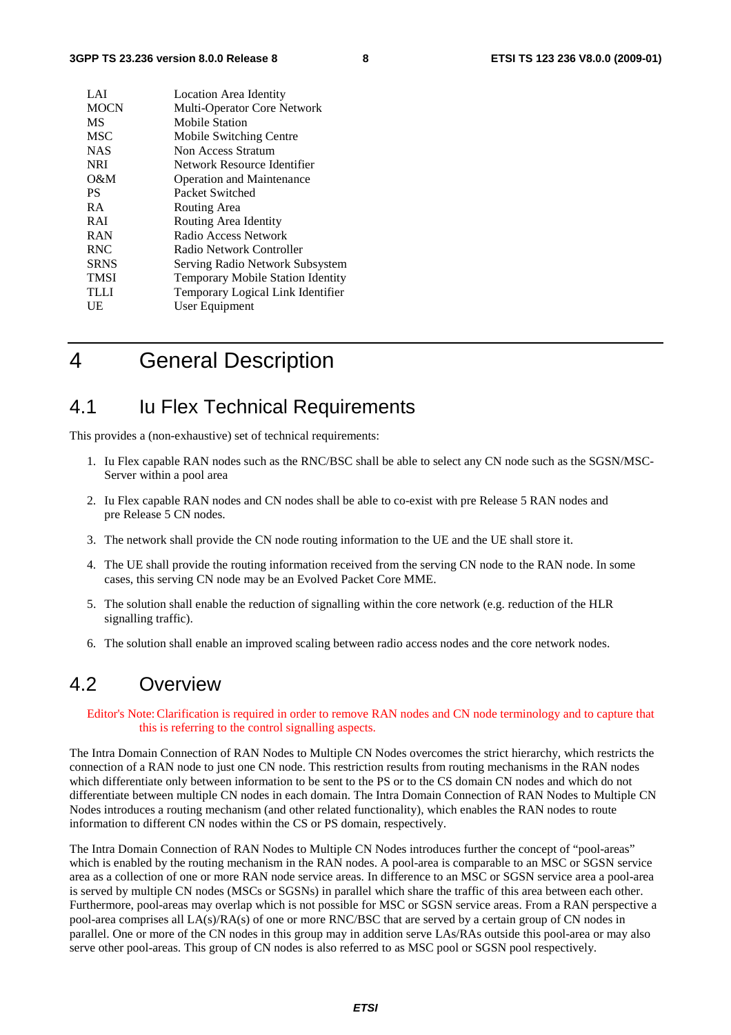| | |
|---|---|
| LAI | Location Area Identity |
| MOCN | Multi-Operator Core Network |
| MS | Mobile Station |
| MSC | Mobile Switching Centre |
| NAS | Non Access Stratum |
| NRI | Network Resource Identifier |
| O&M | Operation and Maintenance |
| PS | Packet Switched |
| RA | Routing Area |
| RAI | Routing Area Identity |
| RAN | Radio Access Network |
| RNC | Radio Network Controller |
| SRNS | Serving Radio Network Subsystem |
| TMSI | Temporary Mobile Station Identity |
| TLLI | Temporary Logical Link Identifier |
| UE | User Equipment |

# 4 General Description

## 4.1 Iu Flex Technical Requirements

This provides a (non-exhaustive) set of technical requirements:

1. Iu Flex capable RAN nodes such as the RNC/BSC shall be able to select any CN node such as the SGSN/MSC-Server within a pool area
2. Iu Flex capable RAN nodes and CN nodes shall be able to co-exist with pre Release 5 RAN nodes and pre Release 5 CN nodes.
3. The network shall provide the CN node routing information to the UE and the UE shall store it.
4. The UE shall provide the routing information received from the serving CN node to the RAN node. In some cases, this serving CN node may be an Evolved Packet Core MME.
5. The solution shall enable the reduction of signalling within the core network (e.g. reduction of the HLR signalling traffic).
6. The solution shall enable an improved scaling between radio access nodes and the core network nodes.

## 4.2 Overview

Editor's Note: Clarification is required in order to remove RAN nodes and CN node terminology and to capture that this is referring to the control signalling aspects.

The Intra Domain Connection of RAN Nodes to Multiple CN Nodes overcomes the strict hierarchy, which restricts the connection of a RAN node to just one CN node. This restriction results from routing mechanisms in the RAN nodes which differentiate only between information to be sent to the PS or to the CS domain CN nodes and which do not differentiate between multiple CN nodes in each domain. The Intra Domain Connection of RAN Nodes to Multiple CN Nodes introduces a routing mechanism (and other related functionality), which enables the RAN nodes to route information to different CN nodes within the CS or PS domain, respectively.

The Intra Domain Connection of RAN Nodes to Multiple CN Nodes introduces further the concept of "pool-areas" which is enabled by the routing mechanism in the RAN nodes. A pool-area is comparable to an MSC or SGSN service area as a collection of one or more RAN node service areas. In difference to an MSC or SGSN service area a pool-area is served by multiple CN nodes (MSCs or SGSNs) in parallel which share the traffic of this area between each other. Furthermore, pool-areas may overlap which is not possible for MSC or SGSN service areas. From a RAN perspective a pool-area comprises all LA(s)/RA(s) of one or more RNC/BSC that are served by a certain group of CN nodes in parallel. One or more of the CN nodes in this group may in addition serve LAs/RAs outside this pool-area or may also serve other pool-areas. This group of CN nodes is also referred to as MSC pool or SGSN pool respectively.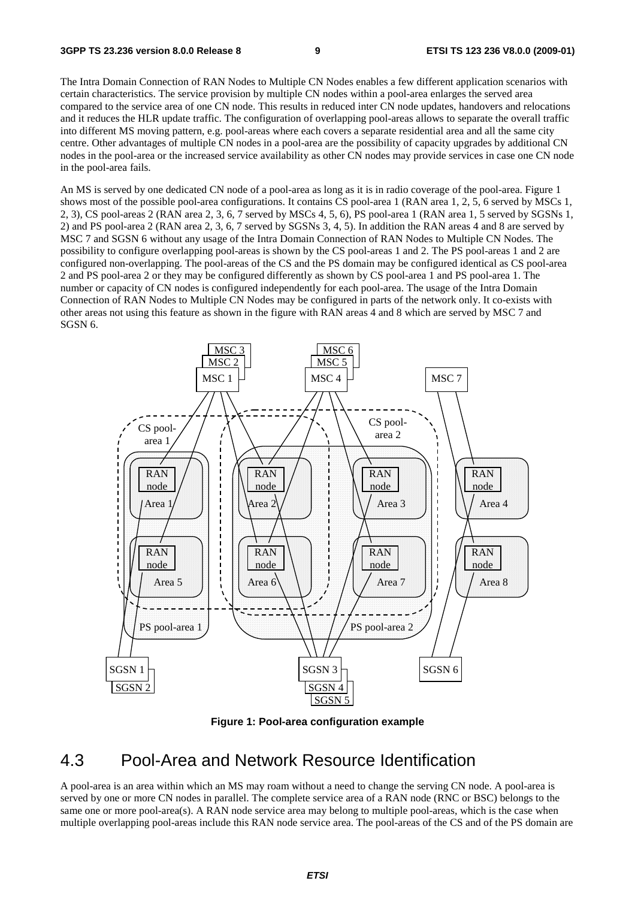The Intra Domain Connection of RAN Nodes to Multiple CN Nodes enables a few different application scenarios with certain characteristics. The service provision by multiple CN nodes within a pool-area enlarges the served area compared to the service area of one CN node. This results in reduced inter CN node updates, handovers and relocations and it reduces the HLR update traffic. The configuration of overlapping pool-areas allows to separate the overall traffic into different MS moving pattern, e.g. pool-areas where each covers a separate residential area and all the same city centre. Other advantages of multiple CN nodes in a pool-area are the possibility of capacity upgrades by additional CN nodes in the pool-area or the increased service availability as other CN nodes may provide services in case one CN node in the pool-area fails.

An MS is served by one dedicated CN node of a pool-area as long as it is in radio coverage of the pool-area. Figure 1 shows most of the possible pool-area configurations. It contains CS pool-area 1 (RAN area 1, 2, 5, 6 served by MSCs 1, 2, 3), CS pool-areas 2 (RAN area 2, 3, 6, 7 served by MSCs 4, 5, 6), PS pool-area 1 (RAN area 1, 5 served by SGSNs 1, 2) and PS pool-area 2 (RAN area 2, 3, 6, 7 served by SGSNs 3, 4, 5). In addition the RAN areas 4 and 8 are served by MSC 7 and SGSN 6 without any usage of the Intra Domain Connection of RAN Nodes to Multiple CN Nodes. The possibility to configure overlapping pool-areas is shown by the CS pool-areas 1 and 2. The PS pool-areas 1 and 2 are configured non-overlapping. The pool-areas of the CS and the PS domain may be configured identical as CS pool-area 2 and PS pool-area 2 or they may be configured differently as shown by CS pool-area 1 and PS pool-area 1. The number or capacity of CN nodes is configured independently for each pool-area. The usage of the Intra Domain Connection of RAN Nodes to Multiple CN Nodes may be configured in parts of the network only. It co-exists with other areas not using this feature as shown in the figure with RAN areas 4 and 8 which are served by MSC 7 and SGSN 6.

**Figure 1: Pool-area configuration example**

## 4.3 Pool-Area and Network Resource Identification

A pool-area is an area within which an MS may roam without a need to change the serving CN node. A pool-area is served by one or more CN nodes in parallel. The complete service area of a RAN node (RNC or BSC) belongs to the same one or more pool-area(s). A RAN node service area may belong to multiple pool-areas, which is the case when multiple overlapping pool-areas include this RAN node service area. The pool-areas of the CS and of the PS domain are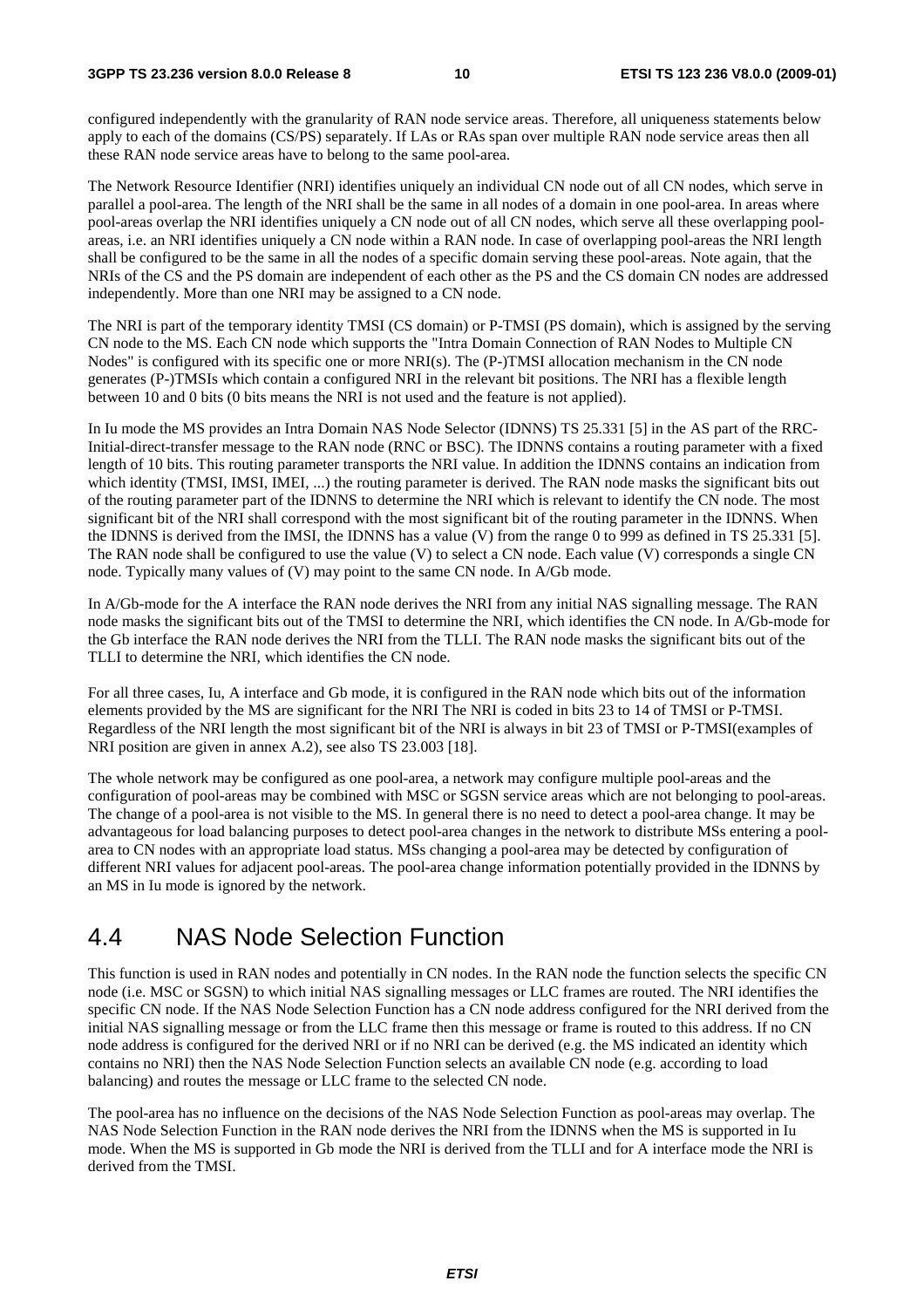configured independently with the granularity of RAN node service areas. Therefore, all uniqueness statements below apply to each of the domains (CS/PS) separately. If LAs or RAs span over multiple RAN node service areas then all these RAN node service areas have to belong to the same pool-area.

The Network Resource Identifier (NRI) identifies uniquely an individual CN node out of all CN nodes, which serve in parallel a pool-area. The length of the NRI shall be the same in all nodes of a domain in one pool-area. In areas where pool-areas overlap the NRI identifies uniquely a CN node out of all CN nodes, which serve all these overlapping pool-areas, i.e. an NRI identifies uniquely a CN node within a RAN node. In case of overlapping pool-areas the NRI length shall be configured to be the same in all the nodes of a specific domain serving these pool-areas. Note again, that the NRIs of the CS and the PS domain are independent of each other as the PS and the CS domain CN nodes are addressed independently. More than one NRI may be assigned to a CN node.

The NRI is part of the temporary identity TMSI (CS domain) or P-TMSI (PS domain), which is assigned by the serving CN node to the MS. Each CN node which supports the "Intra Domain Connection of RAN Nodes to Multiple CN Nodes" is configured with its specific one or more NRI(s). The (P-)TMSI allocation mechanism in the CN node generates (P-)TMSIs which contain a configured NRI in the relevant bit positions. The NRI has a flexible length between 10 and 0 bits (0 bits means the NRI is not used and the feature is not applied).

In Iu mode the MS provides an Intra Domain NAS Node Selector (IDNNS) TS 25.331 [5] in the AS part of the RRC-Initial-direct-transfer message to the RAN node (RNC or BSC). The IDNNS contains a routing parameter with a fixed length of 10 bits. This routing parameter transports the NRI value. In addition the IDNNS contains an indication from which identity (TMSI, IMSI, IMEI, ...) the routing parameter is derived. The RAN node masks the significant bits out of the routing parameter part of the IDNNS to determine the NRI which is relevant to identify the CN node. The most significant bit of the NRI shall correspond with the most significant bit of the routing parameter in the IDNNS. When the IDNNS is derived from the IMSI, the IDNNS has a value (V) from the range 0 to 999 as defined in TS 25.331 [5]. The RAN node shall be configured to use the value (V) to select a CN node. Each value (V) corresponds a single CN node. Typically many values of (V) may point to the same CN node. In A/Gb mode.

In A/Gb-mode for the A interface the RAN node derives the NRI from any initial NAS signalling message. The RAN node masks the significant bits out of the TMSI to determine the NRI, which identifies the CN node. In A/Gb-mode for the Gb interface the RAN node derives the NRI from the TLLI. The RAN node masks the significant bits out of the TLLI to determine the NRI, which identifies the CN node.

For all three cases, Iu, A interface and Gb mode, it is configured in the RAN node which bits out of the information elements provided by the MS are significant for the NRI The NRI is coded in bits 23 to 14 of TMSI or P-TMSI. Regardless of the NRI length the most significant bit of the NRI is always in bit 23 of TMSI or P-TMSI(examples of NRI position are given in annex A.2), see also TS 23.003 [18].

The whole network may be configured as one pool-area, a network may configure multiple pool-areas and the configuration of pool-areas may be combined with MSC or SGSN service areas which are not belonging to pool-areas. The change of a pool-area is not visible to the MS. In general there is no need to detect a pool-area change. It may be advantageous for load balancing purposes to detect pool-area changes in the network to distribute MSs entering a pool-area to CN nodes with an appropriate load status. MSs changing a pool-area may be detected by configuration of different NRI values for adjacent pool-areas. The pool-area change information potentially provided in the IDNNS by an MS in Iu mode is ignored by the network.

## 4.4 NAS Node Selection Function

This function is used in RAN nodes and potentially in CN nodes. In the RAN node the function selects the specific CN node (i.e. MSC or SGSN) to which initial NAS signalling messages or LLC frames are routed. The NRI identifies the specific CN node. If the NAS Node Selection Function has a CN node address configured for the NRI derived from the initial NAS signalling message or from the LLC frame then this message or frame is routed to this address. If no CN node address is configured for the derived NRI or if no NRI can be derived (e.g. the MS indicated an identity which contains no NRI) then the NAS Node Selection Function selects an available CN node (e.g. according to load balancing) and routes the message or LLC frame to the selected CN node.

The pool-area has no influence on the decisions of the NAS Node Selection Function as pool-areas may overlap. The NAS Node Selection Function in the RAN node derives the NRI from the IDNNS when the MS is supported in Iu mode. When the MS is supported in Gb mode the NRI is derived from the TLLI and for A interface mode the NRI is derived from the TMSI.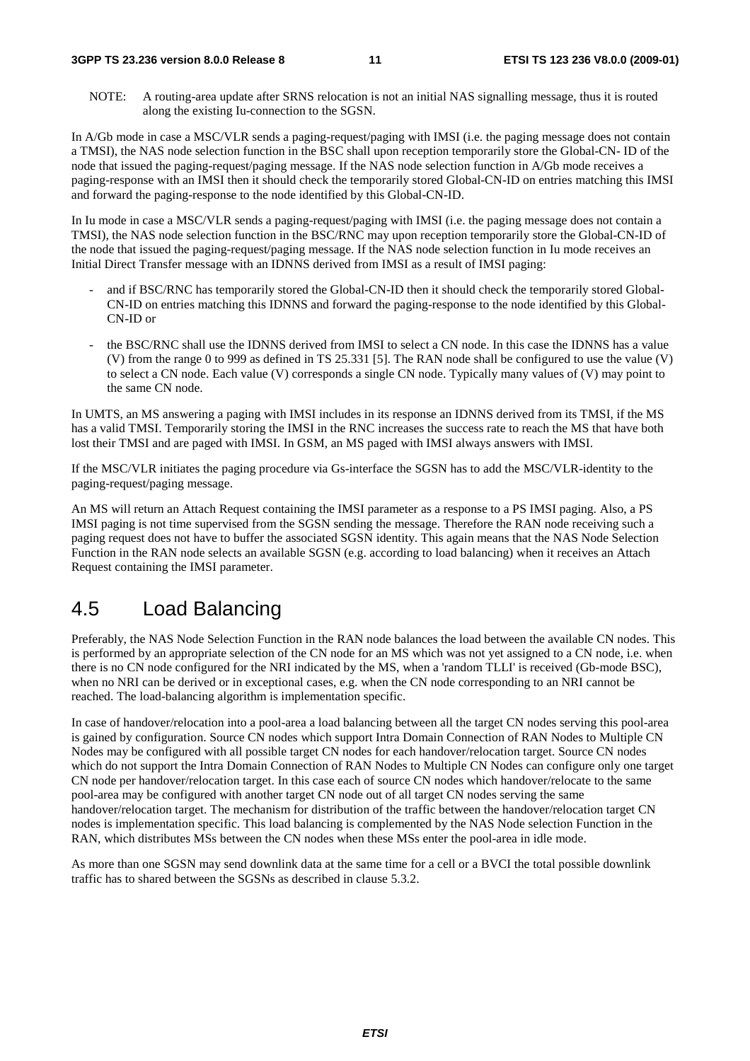NOTE: A routing-area update after SRNS relocation is not an initial NAS signalling message, thus it is routed along the existing Iu-connection to the SGSN.

In A/Gb mode in case a MSC/VLR sends a paging-request/paging with IMSI (i.e. the paging message does not contain a TMSI), the NAS node selection function in the BSC shall upon reception temporarily store the Global-CN- ID of the node that issued the paging-request/paging message. If the NAS node selection function in A/Gb mode receives a paging-response with an IMSI then it should check the temporarily stored Global-CN-ID on entries matching this IMSI and forward the paging-response to the node identified by this Global-CN-ID.

In Iu mode in case a MSC/VLR sends a paging-request/paging with IMSI (i.e. the paging message does not contain a TMSI), the NAS node selection function in the BSC/RNC may upon reception temporarily store the Global-CN-ID of the node that issued the paging-request/paging message. If the NAS node selection function in Iu mode receives an Initial Direct Transfer message with an IDNNS derived from IMSI as a result of IMSI paging:

- and if BSC/RNC has temporarily stored the Global-CN-ID then it should check the temporarily stored Global-CN-ID on entries matching this IDNNS and forward the paging-response to the node identified by this Global-CN-ID or
- the BSC/RNC shall use the IDNNS derived from IMSI to select a CN node. In this case the IDNNS has a value (V) from the range 0 to 999 as defined in TS 25.331 [5]. The RAN node shall be configured to use the value (V) to select a CN node. Each value (V) corresponds a single CN node. Typically many values of (V) may point to the same CN node.

In UMTS, an MS answering a paging with IMSI includes in its response an IDNNS derived from its TMSI, if the MS has a valid TMSI. Temporarily storing the IMSI in the RNC increases the success rate to reach the MS that have both lost their TMSI and are paged with IMSI. In GSM, an MS paged with IMSI always answers with IMSI.

If the MSC/VLR initiates the paging procedure via Gs-interface the SGSN has to add the MSC/VLR-identity to the paging-request/paging message.

An MS will return an Attach Request containing the IMSI parameter as a response to a PS IMSI paging. Also, a PS IMSI paging is not time supervised from the SGSN sending the message. Therefore the RAN node receiving such a paging request does not have to buffer the associated SGSN identity. This again means that the NAS Node Selection Function in the RAN node selects an available SGSN (e.g. according to load balancing) when it receives an Attach Request containing the IMSI parameter.

# 4.5 Load Balancing

Preferably, the NAS Node Selection Function in the RAN node balances the load between the available CN nodes. This is performed by an appropriate selection of the CN node for an MS which was not yet assigned to a CN node, i.e. when there is no CN node configured for the NRI indicated by the MS, when a 'random TLLI' is received (Gb-mode BSC), when no NRI can be derived or in exceptional cases, e.g. when the CN node corresponding to an NRI cannot be reached. The load-balancing algorithm is implementation specific.

In case of handover/relocation into a pool-area a load balancing between all the target CN nodes serving this pool-area is gained by configuration. Source CN nodes which support Intra Domain Connection of RAN Nodes to Multiple CN Nodes may be configured with all possible target CN nodes for each handover/relocation target. Source CN nodes which do not support the Intra Domain Connection of RAN Nodes to Multiple CN Nodes can configure only one target CN node per handover/relocation target. In this case each of source CN nodes which handover/relocate to the same pool-area may be configured with another target CN node out of all target CN nodes serving the same handover/relocation target. The mechanism for distribution of the traffic between the handover/relocation target CN nodes is implementation specific. This load balancing is complemented by the NAS Node selection Function in the RAN, which distributes MSs between the CN nodes when these MSs enter the pool-area in idle mode.

As more than one SGSN may send downlink data at the same time for a cell or a BVCI the total possible downlink traffic has to shared between the SGSNs as described in clause 5.3.2.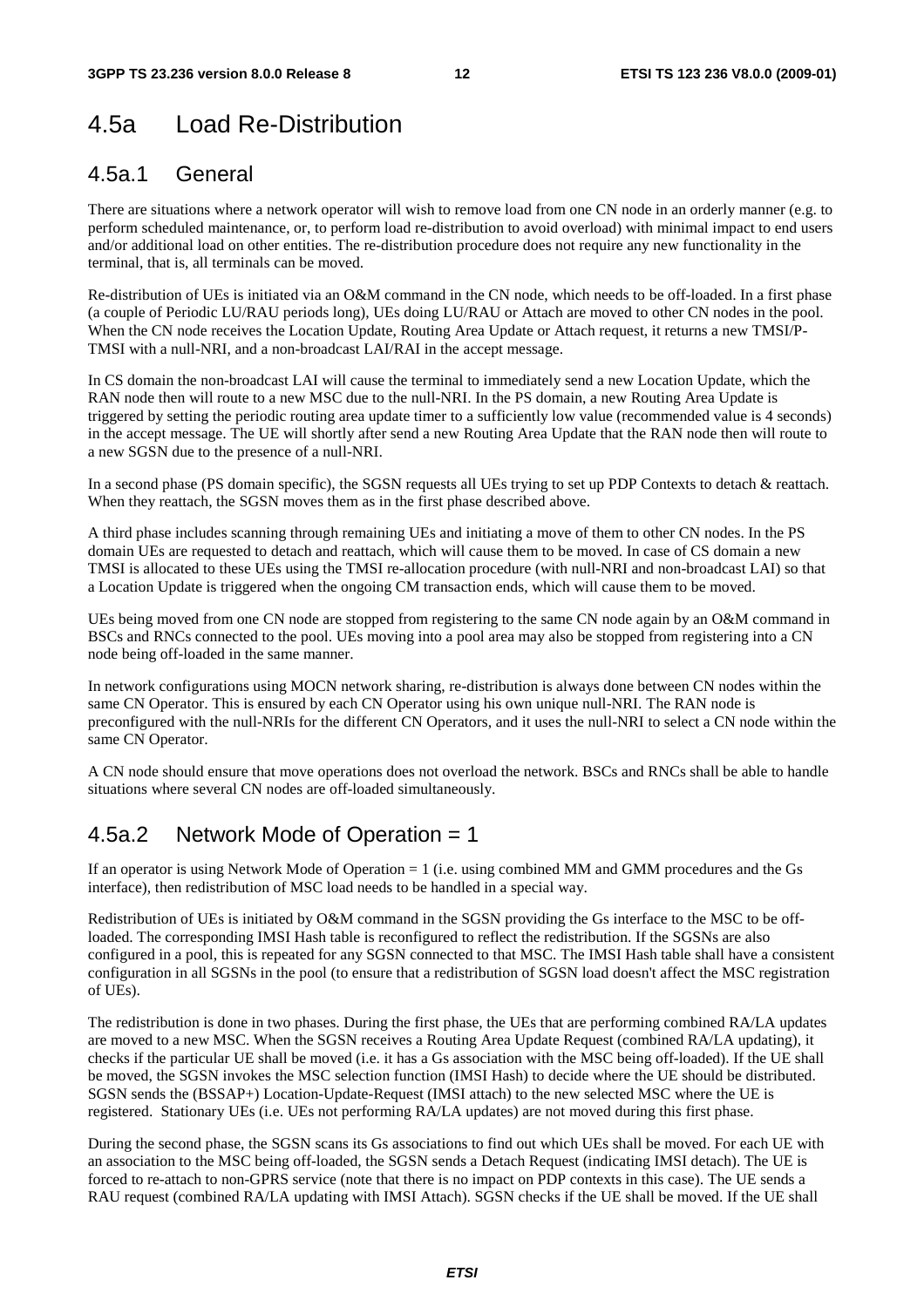# 4.5a Load Re-Distribution

## 4.5a.1 General

There are situations where a network operator will wish to remove load from one CN node in an orderly manner (e.g. to perform scheduled maintenance, or, to perform load re-distribution to avoid overload) with minimal impact to end users and/or additional load on other entities. The re-distribution procedure does not require any new functionality in the terminal, that is, all terminals can be moved.

Re-distribution of UEs is initiated via an O&M command in the CN node, which needs to be off-loaded. In a first phase (a couple of Periodic LU/RAU periods long), UEs doing LU/RAU or Attach are moved to other CN nodes in the pool. When the CN node receives the Location Update, Routing Area Update or Attach request, it returns a new TMSI/P-TMSI with a null-NRI, and a non-broadcast LAI/RAI in the accept message.

In CS domain the non-broadcast LAI will cause the terminal to immediately send a new Location Update, which the RAN node then will route to a new MSC due to the null-NRI. In the PS domain, a new Routing Area Update is triggered by setting the periodic routing area update timer to a sufficiently low value (recommended value is 4 seconds) in the accept message. The UE will shortly after send a new Routing Area Update that the RAN node then will route to a new SGSN due to the presence of a null-NRI.

In a second phase (PS domain specific), the SGSN requests all UEs trying to set up PDP Contexts to detach & reattach. When they reattach, the SGSN moves them as in the first phase described above.

A third phase includes scanning through remaining UEs and initiating a move of them to other CN nodes. In the PS domain UEs are requested to detach and reattach, which will cause them to be moved. In case of CS domain a new TMSI is allocated to these UEs using the TMSI re-allocation procedure (with null-NRI and non-broadcast LAI) so that a Location Update is triggered when the ongoing CM transaction ends, which will cause them to be moved.

UEs being moved from one CN node are stopped from registering to the same CN node again by an O&M command in BSCs and RNCs connected to the pool. UEs moving into a pool area may also be stopped from registering into a CN node being off-loaded in the same manner.

In network configurations using MOCN network sharing, re-distribution is always done between CN nodes within the same CN Operator. This is ensured by each CN Operator using his own unique null-NRI. The RAN node is preconfigured with the null-NRIs for the different CN Operators, and it uses the null-NRI to select a CN node within the same CN Operator.

A CN node should ensure that move operations does not overload the network. BSCs and RNCs shall be able to handle situations where several CN nodes are off-loaded simultaneously.

## 4.5a.2 Network Mode of Operation = 1

If an operator is using Network Mode of Operation = 1 (i.e. using combined MM and GMM procedures and the Gs interface), then redistribution of MSC load needs to be handled in a special way.

Redistribution of UEs is initiated by O&M command in the SGSN providing the Gs interface to the MSC to be off-loaded. The corresponding IMSI Hash table is reconfigured to reflect the redistribution. If the SGSNs are also configured in a pool, this is repeated for any SGSN connected to that MSC. The IMSI Hash table shall have a consistent configuration in all SGSNs in the pool (to ensure that a redistribution of SGSN load doesn't affect the MSC registration of UEs).

The redistribution is done in two phases. During the first phase, the UEs that are performing combined RA/LA updates are moved to a new MSC. When the SGSN receives a Routing Area Update Request (combined RA/LA updating), it checks if the particular UE shall be moved (i.e. it has a Gs association with the MSC being off-loaded). If the UE shall be moved, the SGSN invokes the MSC selection function (IMSI Hash) to decide where the UE should be distributed. SGSN sends the (BSSAP+) Location-Update-Request (IMSI attach) to the new selected MSC where the UE is registered. Stationary UEs (i.e. UEs not performing RA/LA updates) are not moved during this first phase.

During the second phase, the SGSN scans its Gs associations to find out which UEs shall be moved. For each UE with an association to the MSC being off-loaded, the SGSN sends a Detach Request (indicating IMSI detach). The UE is forced to re-attach to non-GPRS service (note that there is no impact on PDP contexts in this case). The UE sends a RAU request (combined RA/LA updating with IMSI Attach). SGSN checks if the UE shall be moved. If the UE shall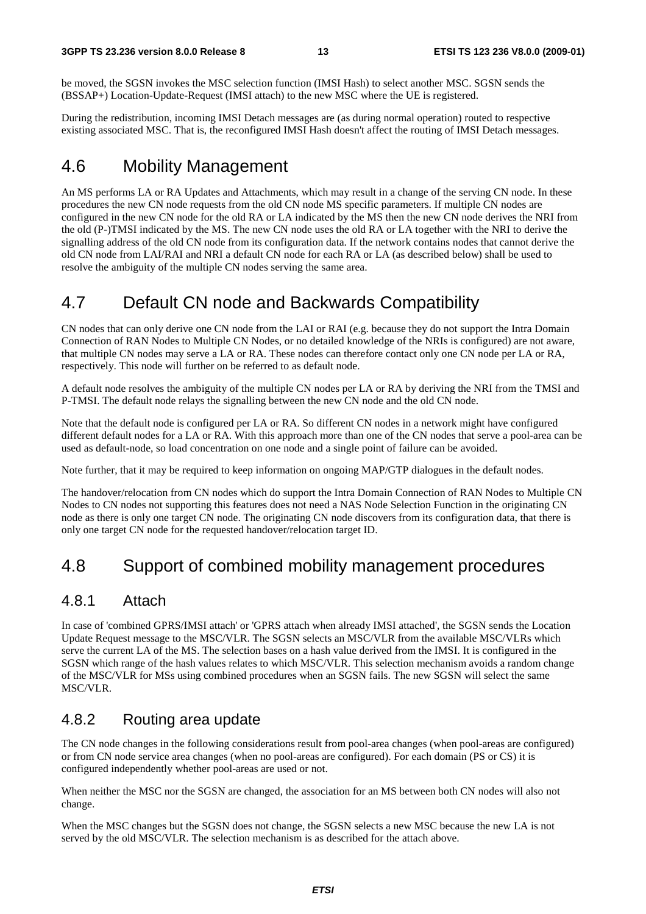be moved, the SGSN invokes the MSC selection function (IMSI Hash) to select another MSC. SGSN sends the (BSSAP+) Location-Update-Request (IMSI attach) to the new MSC where the UE is registered.

During the redistribution, incoming IMSI Detach messages are (as during normal operation) routed to respective existing associated MSC. That is, the reconfigured IMSI Hash doesn't affect the routing of IMSI Detach messages.

## 4.6 Mobility Management

An MS performs LA or RA Updates and Attachments, which may result in a change of the serving CN node. In these procedures the new CN node requests from the old CN node MS specific parameters. If multiple CN nodes are configured in the new CN node for the old RA or LA indicated by the MS then the new CN node derives the NRI from the old (P-)TMSI indicated by the MS. The new CN node uses the old RA or LA together with the NRI to derive the signalling address of the old CN node from its configuration data. If the network contains nodes that cannot derive the old CN node from LAI/RAI and NRI a default CN node for each RA or LA (as described below) shall be used to resolve the ambiguity of the multiple CN nodes serving the same area.

## 4.7 Default CN node and Backwards Compatibility

CN nodes that can only derive one CN node from the LAI or RAI (e.g. because they do not support the Intra Domain Connection of RAN Nodes to Multiple CN Nodes, or no detailed knowledge of the NRIs is configured) are not aware, that multiple CN nodes may serve a LA or RA. These nodes can therefore contact only one CN node per LA or RA, respectively. This node will further on be referred to as default node.

A default node resolves the ambiguity of the multiple CN nodes per LA or RA by deriving the NRI from the TMSI and P-TMSI. The default node relays the signalling between the new CN node and the old CN node.

Note that the default node is configured per LA or RA. So different CN nodes in a network might have configured different default nodes for a LA or RA. With this approach more than one of the CN nodes that serve a pool-area can be used as default-node, so load concentration on one node and a single point of failure can be avoided.

Note further, that it may be required to keep information on ongoing MAP/GTP dialogues in the default nodes.

The handover/relocation from CN nodes which do support the Intra Domain Connection of RAN Nodes to Multiple CN Nodes to CN nodes not supporting this features does not need a NAS Node Selection Function in the originating CN node as there is only one target CN node. The originating CN node discovers from its configuration data, that there is only one target CN node for the requested handover/relocation target ID.

## 4.8 Support of combined mobility management procedures

### 4.8.1 Attach

In case of 'combined GPRS/IMSI attach' or 'GPRS attach when already IMSI attached', the SGSN sends the Location Update Request message to the MSC/VLR. The SGSN selects an MSC/VLR from the available MSC/VLRs which serve the current LA of the MS. The selection bases on a hash value derived from the IMSI. It is configured in the SGSN which range of the hash values relates to which MSC/VLR. This selection mechanism avoids a random change of the MSC/VLR for MSs using combined procedures when an SGSN fails. The new SGSN will select the same MSC/VLR.

### 4.8.2 Routing area update

The CN node changes in the following considerations result from pool-area changes (when pool-areas are configured) or from CN node service area changes (when no pool-areas are configured). For each domain (PS or CS) it is configured independently whether pool-areas are used or not.

When neither the MSC nor the SGSN are changed, the association for an MS between both CN nodes will also not change.

When the MSC changes but the SGSN does not change, the SGSN selects a new MSC because the new LA is not served by the old MSC/VLR. The selection mechanism is as described for the attach above.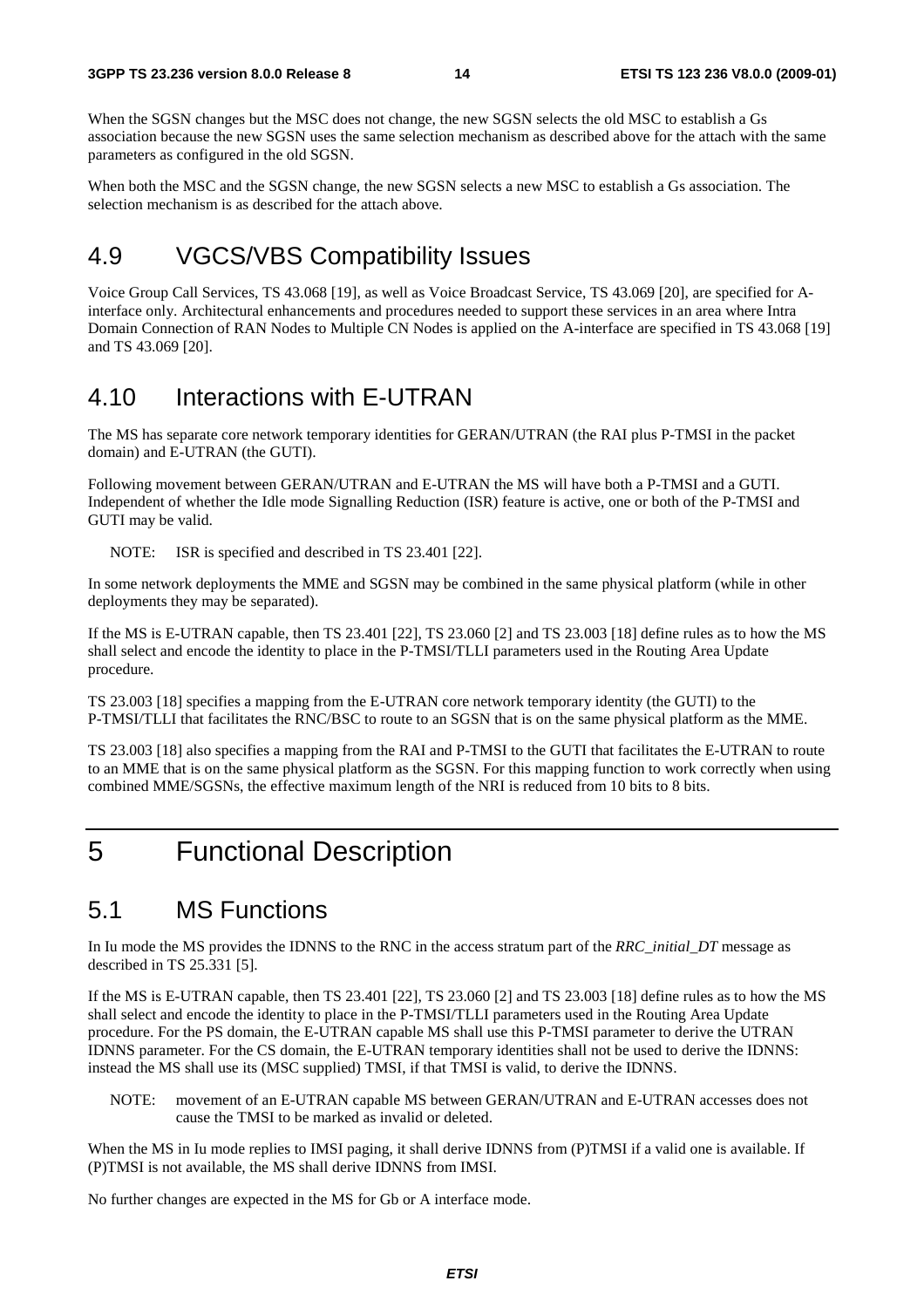When the SGSN changes but the MSC does not change, the new SGSN selects the old MSC to establish a Gs association because the new SGSN uses the same selection mechanism as described above for the attach with the same parameters as configured in the old SGSN.

When both the MSC and the SGSN change, the new SGSN selects a new MSC to establish a Gs association. The selection mechanism is as described for the attach above.

## 4.9 VGCS/VBS Compatibility Issues

Voice Group Call Services, TS 43.068 [19], as well as Voice Broadcast Service, TS 43.069 [20], are specified for A-interface only. Architectural enhancements and procedures needed to support these services in an area where Intra Domain Connection of RAN Nodes to Multiple CN Nodes is applied on the A-interface are specified in TS 43.068 [19] and TS 43.069 [20].

## 4.10 Interactions with E-UTRAN

The MS has separate core network temporary identities for GERAN/UTRAN (the RAI plus P-TMSI in the packet domain) and E-UTRAN (the GUTI).

Following movement between GERAN/UTRAN and E-UTRAN the MS will have both a P-TMSI and a GUTI. Independent of whether the Idle mode Signalling Reduction (ISR) feature is active, one or both of the P-TMSI and GUTI may be valid.

NOTE: ISR is specified and described in TS 23.401 [22].

In some network deployments the MME and SGSN may be combined in the same physical platform (while in other deployments they may be separated).

If the MS is E-UTRAN capable, then TS 23.401 [22], TS 23.060 [2] and TS 23.003 [18] define rules as to how the MS shall select and encode the identity to place in the P-TMSI/TLLI parameters used in the Routing Area Update procedure.

TS 23.003 [18] specifies a mapping from the E-UTRAN core network temporary identity (the GUTI) to the P-TMSI/TLLI that facilitates the RNC/BSC to route to an SGSN that is on the same physical platform as the MME.

TS 23.003 [18] also specifies a mapping from the RAI and P-TMSI to the GUTI that facilitates the E-UTRAN to route to an MME that is on the same physical platform as the SGSN. For this mapping function to work correctly when using combined MME/SGSNs, the effective maximum length of the NRI is reduced from 10 bits to 8 bits.

# 5 Functional Description

## 5.1 MS Functions

In Iu mode the MS provides the IDNNS to the RNC in the access stratum part of the *RRC_initial_DT* message as described in TS 25.331 [5].

If the MS is E-UTRAN capable, then TS 23.401 [22], TS 23.060 [2] and TS 23.003 [18] define rules as to how the MS shall select and encode the identity to place in the P-TMSI/TLLI parameters used in the Routing Area Update procedure. For the PS domain, the E-UTRAN capable MS shall use this P-TMSI parameter to derive the UTRAN IDNNS parameter. For the CS domain, the E-UTRAN temporary identities shall not be used to derive the IDNNS: instead the MS shall use its (MSC supplied) TMSI, if that TMSI is valid, to derive the IDNNS.

NOTE: movement of an E-UTRAN capable MS between GERAN/UTRAN and E-UTRAN accesses does not cause the TMSI to be marked as invalid or deleted.

When the MS in Iu mode replies to IMSI paging, it shall derive IDNNS from (P)TMSI if a valid one is available. If (P)TMSI is not available, the MS shall derive IDNNS from IMSI.

No further changes are expected in the MS for Gb or A interface mode.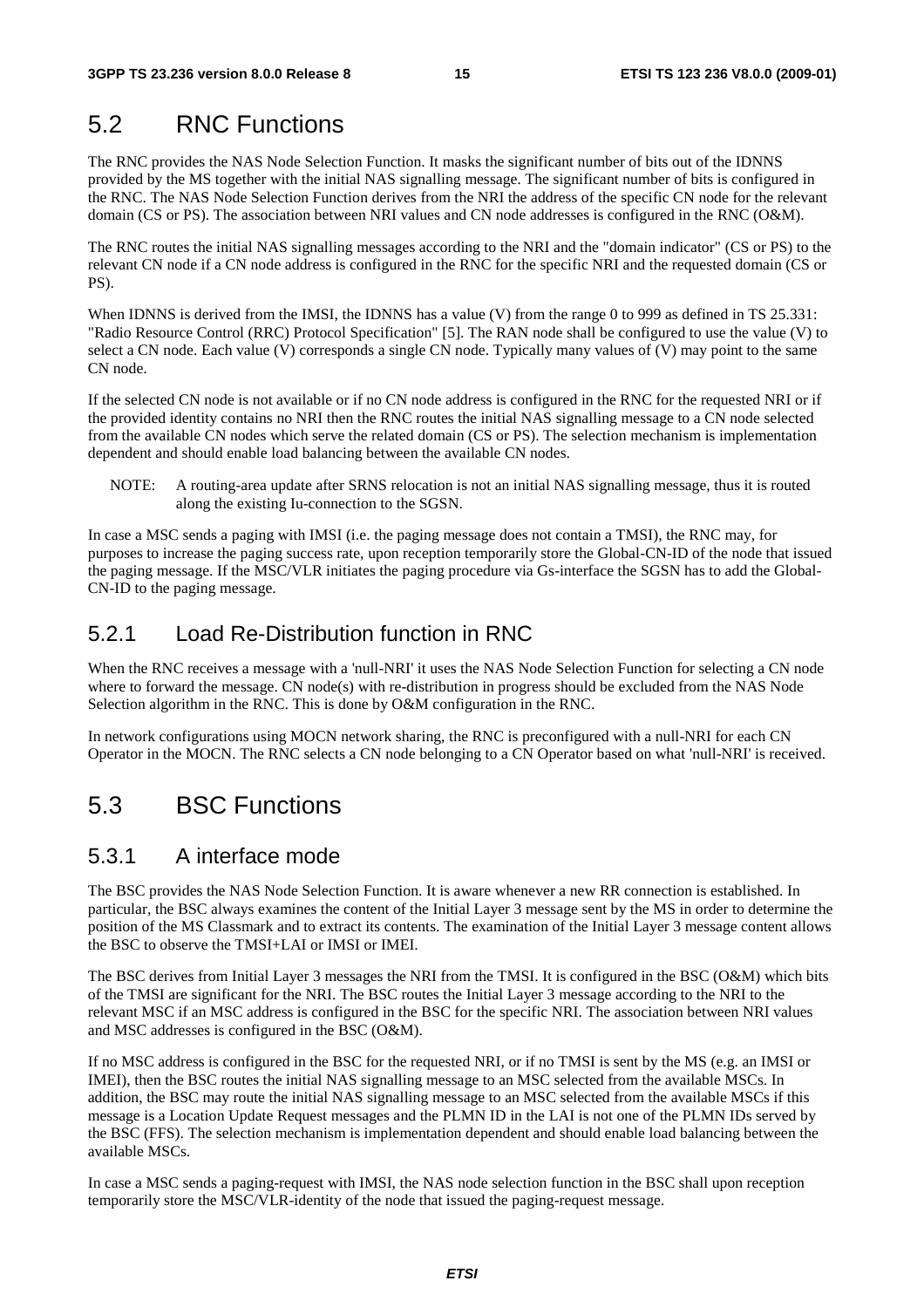## 5.2 RNC Functions

The RNC provides the NAS Node Selection Function. It masks the significant number of bits out of the IDNNS provided by the MS together with the initial NAS signalling message. The significant number of bits is configured in the RNC. The NAS Node Selection Function derives from the NRI the address of the specific CN node for the relevant domain (CS or PS). The association between NRI values and CN node addresses is configured in the RNC (O&M).

The RNC routes the initial NAS signalling messages according to the NRI and the "domain indicator" (CS or PS) to the relevant CN node if a CN node address is configured in the RNC for the specific NRI and the requested domain (CS or PS).

When IDNNS is derived from the IMSI, the IDNNS has a value (V) from the range 0 to 999 as defined in TS 25.331: "Radio Resource Control (RRC) Protocol Specification" [5]. The RAN node shall be configured to use the value (V) to select a CN node. Each value (V) corresponds a single CN node. Typically many values of (V) may point to the same CN node.

If the selected CN node is not available or if no CN node address is configured in the RNC for the requested NRI or if the provided identity contains no NRI then the RNC routes the initial NAS signalling message to a CN node selected from the available CN nodes which serve the related domain (CS or PS). The selection mechanism is implementation dependent and should enable load balancing between the available CN nodes.

NOTE: A routing-area update after SRNS relocation is not an initial NAS signalling message, thus it is routed along the existing Iu-connection to the SGSN.

In case a MSC sends a paging with IMSI (i.e. the paging message does not contain a TMSI), the RNC may, for purposes to increase the paging success rate, upon reception temporarily store the Global-CN-ID of the node that issued the paging message. If the MSC/VLR initiates the paging procedure via Gs-interface the SGSN has to add the Global-CN-ID to the paging message.

### 5.2.1 Load Re-Distribution function in RNC

When the RNC receives a message with a 'null-NRI' it uses the NAS Node Selection Function for selecting a CN node where to forward the message. CN node(s) with re-distribution in progress should be excluded from the NAS Node Selection algorithm in the RNC. This is done by O&M configuration in the RNC.

In network configurations using MOCN network sharing, the RNC is preconfigured with a null-NRI for each CN Operator in the MOCN. The RNC selects a CN node belonging to a CN Operator based on what 'null-NRI' is received.

## 5.3 BSC Functions

### 5.3.1 A interface mode

The BSC provides the NAS Node Selection Function. It is aware whenever a new RR connection is established. In particular, the BSC always examines the content of the Initial Layer 3 message sent by the MS in order to determine the position of the MS Classmark and to extract its contents. The examination of the Initial Layer 3 message content allows the BSC to observe the TMSI+LAI or IMSI or IMEI.

The BSC derives from Initial Layer 3 messages the NRI from the TMSI. It is configured in the BSC (O&M) which bits of the TMSI are significant for the NRI. The BSC routes the Initial Layer 3 message according to the NRI to the relevant MSC if an MSC address is configured in the BSC for the specific NRI. The association between NRI values and MSC addresses is configured in the BSC (O&M).

If no MSC address is configured in the BSC for the requested NRI, or if no TMSI is sent by the MS (e.g. an IMSI or IMEI), then the BSC routes the initial NAS signalling message to an MSC selected from the available MSCs. In addition, the BSC may route the initial NAS signalling message to an MSC selected from the available MSCs if this message is a Location Update Request messages and the PLMN ID in the LAI is not one of the PLMN IDs served by the BSC (FFS). The selection mechanism is implementation dependent and should enable load balancing between the available MSCs.

In case a MSC sends a paging-request with IMSI, the NAS node selection function in the BSC shall upon reception temporarily store the MSC/VLR-identity of the node that issued the paging-request message.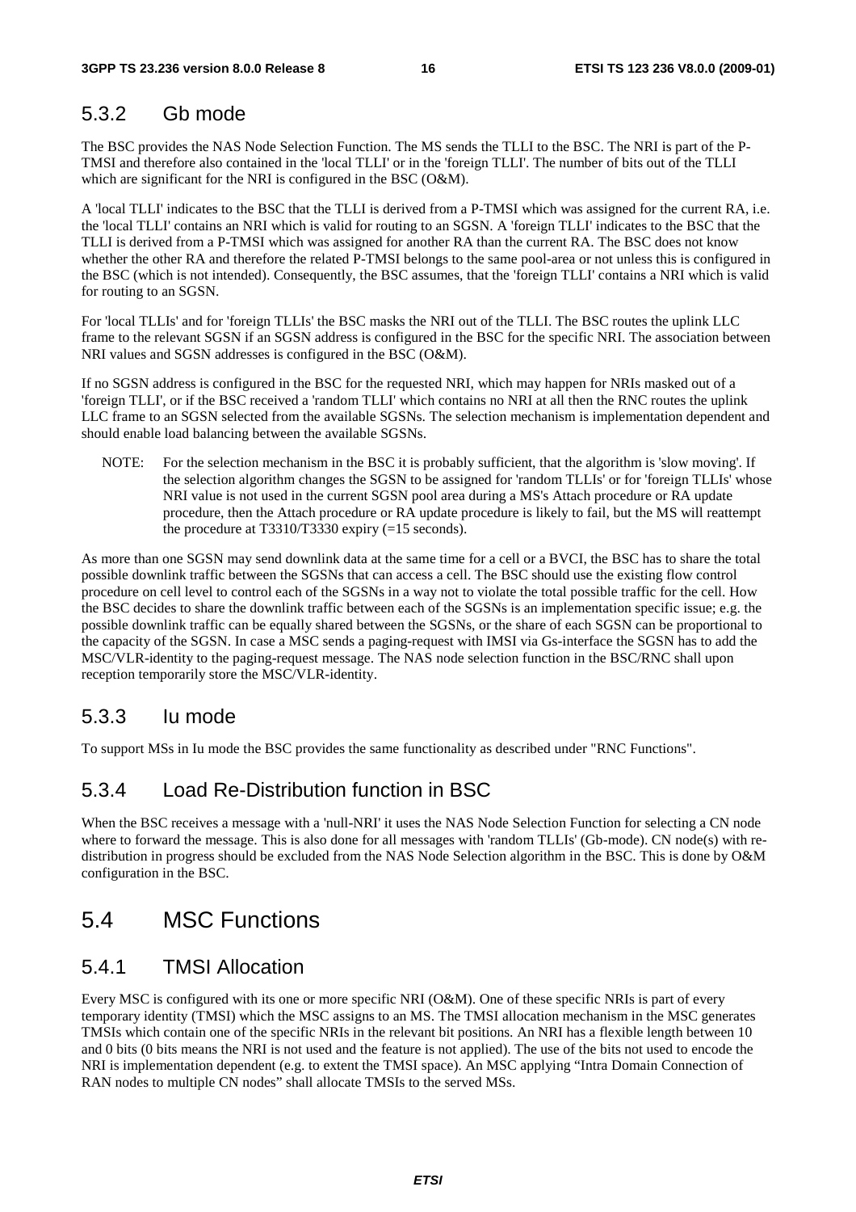### 5.3.2 Gb mode

The BSC provides the NAS Node Selection Function. The MS sends the TLLI to the BSC. The NRI is part of the P-TMSI and therefore also contained in the 'local TLLI' or in the 'foreign TLLI'. The number of bits out of the TLLI which are significant for the NRI is configured in the BSC (O&M).

A 'local TLLI' indicates to the BSC that the TLLI is derived from a P-TMSI which was assigned for the current RA, i.e. the 'local TLLI' contains an NRI which is valid for routing to an SGSN. A 'foreign TLLI' indicates to the BSC that the TLLI is derived from a P-TMSI which was assigned for another RA than the current RA. The BSC does not know whether the other RA and therefore the related P-TMSI belongs to the same pool-area or not unless this is configured in the BSC (which is not intended). Consequently, the BSC assumes, that the 'foreign TLLI' contains a NRI which is valid for routing to an SGSN.

For 'local TLLIs' and for 'foreign TLLIs' the BSC masks the NRI out of the TLLI. The BSC routes the uplink LLC frame to the relevant SGSN if an SGSN address is configured in the BSC for the specific NRI. The association between NRI values and SGSN addresses is configured in the BSC (O&M).

If no SGSN address is configured in the BSC for the requested NRI, which may happen for NRIs masked out of a 'foreign TLLI', or if the BSC received a 'random TLLI' which contains no NRI at all then the RNC routes the uplink LLC frame to an SGSN selected from the available SGSNs. The selection mechanism is implementation dependent and should enable load balancing between the available SGSNs.

NOTE: For the selection mechanism in the BSC it is probably sufficient, that the algorithm is 'slow moving'. If the selection algorithm changes the SGSN to be assigned for 'random TLLIs' or for 'foreign TLLIs' whose NRI value is not used in the current SGSN pool area during a MS's Attach procedure or RA update procedure, then the Attach procedure or RA update procedure is likely to fail, but the MS will reattempt the procedure at T3310/T3330 expiry (=15 seconds).

As more than one SGSN may send downlink data at the same time for a cell or a BVCI, the BSC has to share the total possible downlink traffic between the SGSNs that can access a cell. The BSC should use the existing flow control procedure on cell level to control each of the SGSNs in a way not to violate the total possible traffic for the cell. How the BSC decides to share the downlink traffic between each of the SGSNs is an implementation specific issue; e.g. the possible downlink traffic can be equally shared between the SGSNs, or the share of each SGSN can be proportional to the capacity of the SGSN. In case a MSC sends a paging-request with IMSI via Gs-interface the SGSN has to add the MSC/VLR-identity to the paging-request message. The NAS node selection function in the BSC/RNC shall upon reception temporarily store the MSC/VLR-identity.

### 5.3.3 Iu mode

To support MSs in Iu mode the BSC provides the same functionality as described under "RNC Functions".

### 5.3.4 Load Re-Distribution function in BSC

When the BSC receives a message with a 'null-NRI' it uses the NAS Node Selection Function for selecting a CN node where to forward the message. This is also done for all messages with 'random TLLIs' (Gb-mode). CN node(s) with re-distribution in progress should be excluded from the NAS Node Selection algorithm in the BSC. This is done by O&M configuration in the BSC.

## 5.4 MSC Functions

### 5.4.1 TMSI Allocation

Every MSC is configured with its one or more specific NRI (O&M). One of these specific NRIs is part of every temporary identity (TMSI) which the MSC assigns to an MS. The TMSI allocation mechanism in the MSC generates TMSIs which contain one of the specific NRIs in the relevant bit positions. An NRI has a flexible length between 10 and 0 bits (0 bits means the NRI is not used and the feature is not applied). The use of the bits not used to encode the NRI is implementation dependent (e.g. to extent the TMSI space). An MSC applying "Intra Domain Connection of RAN nodes to multiple CN nodes" shall allocate TMSIs to the served MSs.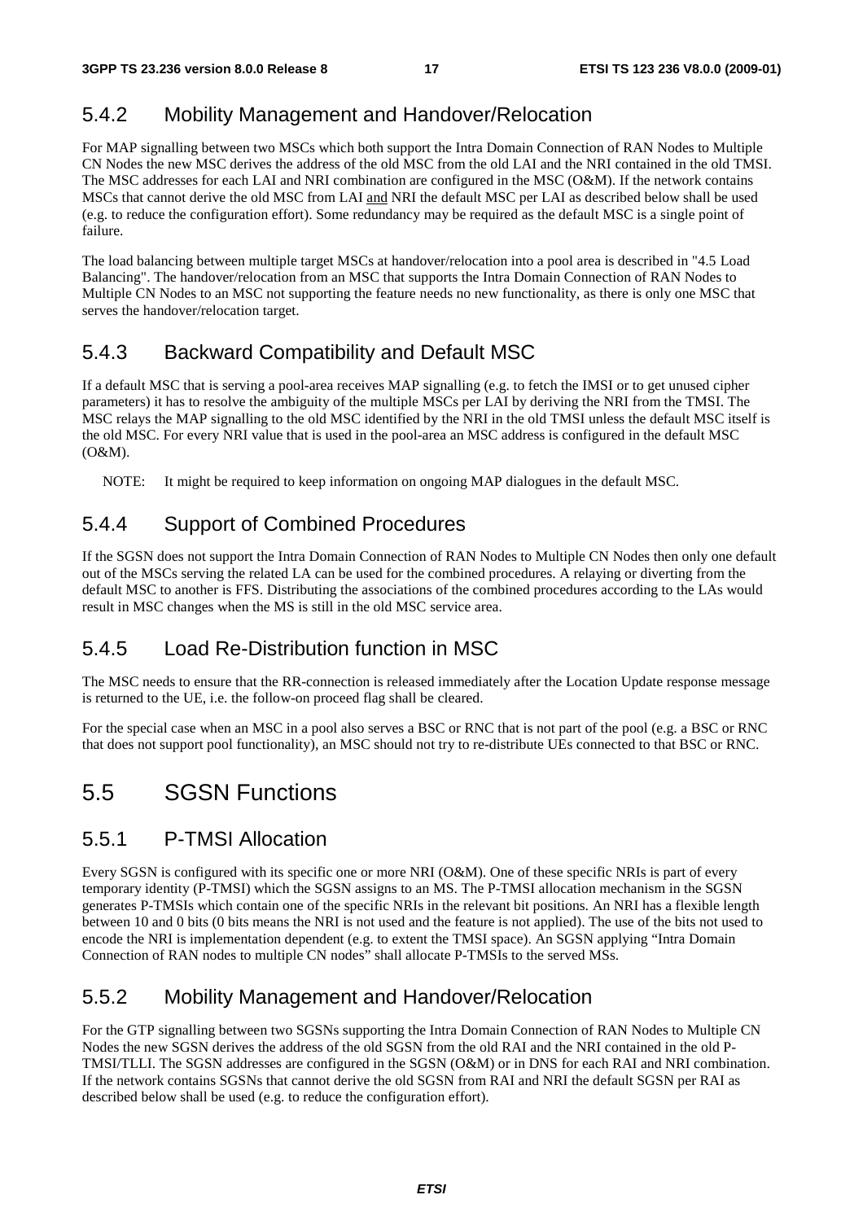### 5.4.2 Mobility Management and Handover/Relocation

For MAP signalling between two MSCs which both support the Intra Domain Connection of RAN Nodes to Multiple CN Nodes the new MSC derives the address of the old MSC from the old LAI and the NRI contained in the old TMSI. The MSC addresses for each LAI and NRI combination are configured in the MSC (O&M). If the network contains MSCs that cannot derive the old MSC from LAI and NRI the default MSC per LAI as described below shall be used (e.g. to reduce the configuration effort). Some redundancy may be required as the default MSC is a single point of failure.

The load balancing between multiple target MSCs at handover/relocation into a pool area is described in "4.5 Load Balancing". The handover/relocation from an MSC that supports the Intra Domain Connection of RAN Nodes to Multiple CN Nodes to an MSC not supporting the feature needs no new functionality, as there is only one MSC that serves the handover/relocation target.

### 5.4.3 Backward Compatibility and Default MSC

If a default MSC that is serving a pool-area receives MAP signalling (e.g. to fetch the IMSI or to get unused cipher parameters) it has to resolve the ambiguity of the multiple MSCs per LAI by deriving the NRI from the TMSI. The MSC relays the MAP signalling to the old MSC identified by the NRI in the old TMSI unless the default MSC itself is the old MSC. For every NRI value that is used in the pool-area an MSC address is configured in the default MSC (O&M).

NOTE: It might be required to keep information on ongoing MAP dialogues in the default MSC.

### 5.4.4 Support of Combined Procedures

If the SGSN does not support the Intra Domain Connection of RAN Nodes to Multiple CN Nodes then only one default out of the MSCs serving the related LA can be used for the combined procedures. A relaying or diverting from the default MSC to another is FFS. Distributing the associations of the combined procedures according to the LAs would result in MSC changes when the MS is still in the old MSC service area.

### 5.4.5 Load Re-Distribution function in MSC

The MSC needs to ensure that the RR-connection is released immediately after the Location Update response message is returned to the UE, i.e. the follow-on proceed flag shall be cleared.

For the special case when an MSC in a pool also serves a BSC or RNC that is not part of the pool (e.g. a BSC or RNC that does not support pool functionality), an MSC should not try to re-distribute UEs connected to that BSC or RNC.

## 5.5 SGSN Functions

### 5.5.1 P-TMSI Allocation

Every SGSN is configured with its specific one or more NRI (O&M). One of these specific NRIs is part of every temporary identity (P-TMSI) which the SGSN assigns to an MS. The P-TMSI allocation mechanism in the SGSN generates P-TMSIs which contain one of the specific NRIs in the relevant bit positions. An NRI has a flexible length between 10 and 0 bits (0 bits means the NRI is not used and the feature is not applied). The use of the bits not used to encode the NRI is implementation dependent (e.g. to extent the TMSI space). An SGSN applying "Intra Domain Connection of RAN nodes to multiple CN nodes" shall allocate P-TMSIs to the served MSs.

### 5.5.2 Mobility Management and Handover/Relocation

For the GTP signalling between two SGSNs supporting the Intra Domain Connection of RAN Nodes to Multiple CN Nodes the new SGSN derives the address of the old SGSN from the old RAI and the NRI contained in the old P-TMSI/TLLI. The SGSN addresses are configured in the SGSN (O&M) or in DNS for each RAI and NRI combination. If the network contains SGSNs that cannot derive the old SGSN from RAI and NRI the default SGSN per RAI as described below shall be used (e.g. to reduce the configuration effort).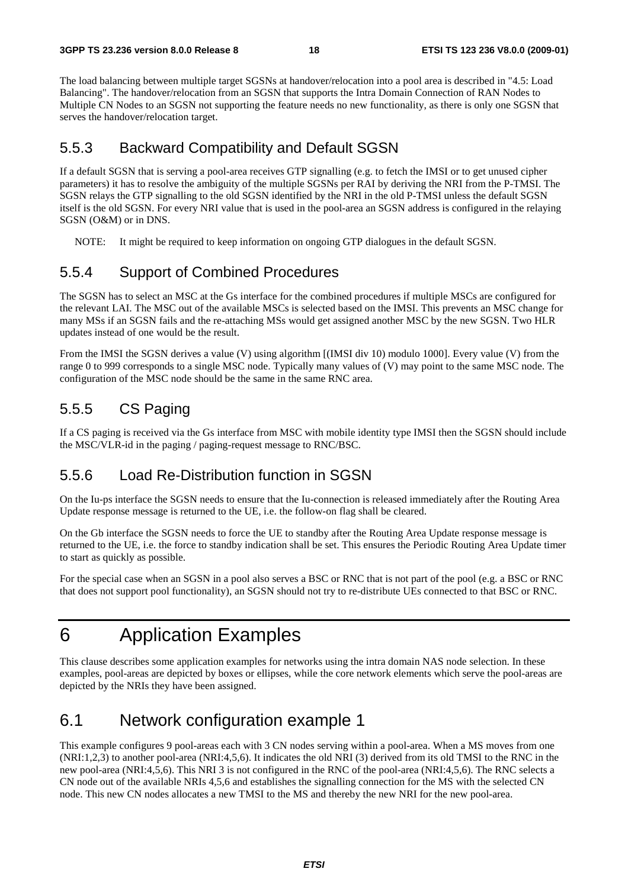The load balancing between multiple target SGSNs at handover/relocation into a pool area is described in "4.5: Load Balancing". The handover/relocation from an SGSN that supports the Intra Domain Connection of RAN Nodes to Multiple CN Nodes to an SGSN not supporting the feature needs no new functionality, as there is only one SGSN that serves the handover/relocation target.

### 5.5.3 Backward Compatibility and Default SGSN

If a default SGSN that is serving a pool-area receives GTP signalling (e.g. to fetch the IMSI or to get unused cipher parameters) it has to resolve the ambiguity of the multiple SGSNs per RAI by deriving the NRI from the P-TMSI. The SGSN relays the GTP signalling to the old SGSN identified by the NRI in the old P-TMSI unless the default SGSN itself is the old SGSN. For every NRI value that is used in the pool-area an SGSN address is configured in the relaying SGSN (O&M) or in DNS.

NOTE: It might be required to keep information on ongoing GTP dialogues in the default SGSN.

### 5.5.4 Support of Combined Procedures

The SGSN has to select an MSC at the Gs interface for the combined procedures if multiple MSCs are configured for the relevant LAI. The MSC out of the available MSCs is selected based on the IMSI. This prevents an MSC change for many MSs if an SGSN fails and the re-attaching MSs would get assigned another MSC by the new SGSN. Two HLR updates instead of one would be the result.

From the IMSI the SGSN derives a value (V) using algorithm [(IMSI div 10) modulo 1000]. Every value (V) from the range 0 to 999 corresponds to a single MSC node. Typically many values of (V) may point to the same MSC node. The configuration of the MSC node should be the same in the same RNC area.

### 5.5.5 CS Paging

If a CS paging is received via the Gs interface from MSC with mobile identity type IMSI then the SGSN should include the MSC/VLR-id in the paging / paging-request message to RNC/BSC.

### 5.5.6 Load Re-Distribution function in SGSN

On the Iu-ps interface the SGSN needs to ensure that the Iu-connection is released immediately after the Routing Area Update response message is returned to the UE, i.e. the follow-on flag shall be cleared.

On the Gb interface the SGSN needs to force the UE to standby after the Routing Area Update response message is returned to the UE, i.e. the force to standby indication shall be set. This ensures the Periodic Routing Area Update timer to start as quickly as possible.

For the special case when an SGSN in a pool also serves a BSC or RNC that is not part of the pool (e.g. a BSC or RNC that does not support pool functionality), an SGSN should not try to re-distribute UEs connected to that BSC or RNC.

# 6 Application Examples

This clause describes some application examples for networks using the intra domain NAS node selection. In these examples, pool-areas are depicted by boxes or ellipses, while the core network elements which serve the pool-areas are depicted by the NRIs they have been assigned.

## 6.1 Network configuration example 1

This example configures 9 pool-areas each with 3 CN nodes serving within a pool-area. When a MS moves from one (NRI:1,2,3) to another pool-area (NRI:4,5,6). It indicates the old NRI (3) derived from its old TMSI to the RNC in the new pool-area (NRI:4,5,6). This NRI 3 is not configured in the RNC of the pool-area (NRI:4,5,6). The RNC selects a CN node out of the available NRIs 4,5,6 and establishes the signalling connection for the MS with the selected CN node. This new CN nodes allocates a new TMSI to the MS and thereby the new NRI for the new pool-area.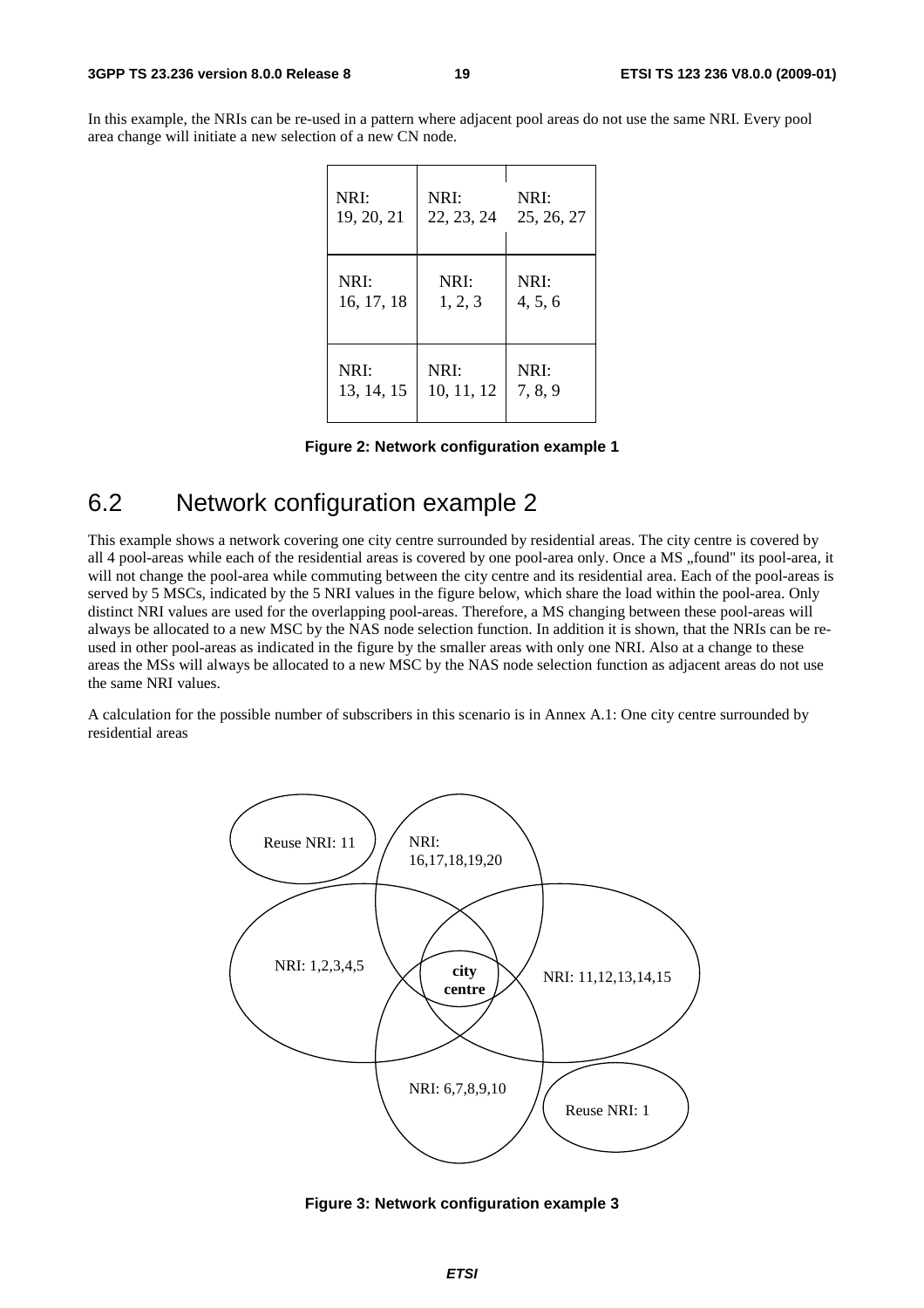In this example, the NRIs can be re-used in a pattern where adjacent pool areas do not use the same NRI. Every pool area change will initiate a new selection of a new CN node.

| NRI: 19, 20, 21 | NRI: 22, 23, 24 | NRI: 25, 26, 27 |
|---|---|---|
| NRI: 16, 17, 18 | NRI: 1, 2, 3 | NRI: 4, 5, 6 |
| NRI: 13, 14, 15 | NRI: 10, 11, 12 | NRI: 7, 8, 9 |

**Figure 2: Network configuration example 1**

## 6.2 Network configuration example 2

This example shows a network covering one city centre surrounded by residential areas. The city centre is covered by all 4 pool-areas while each of the residential areas is covered by one pool-area only. Once a MS „found" its pool-area, it will not change the pool-area while commuting between the city centre and its residential area. Each of the pool-areas is served by 5 MSCs, indicated by the 5 NRI values in the figure below, which share the load within the pool-area. Only distinct NRI values are used for the overlapping pool-areas. Therefore, a MS changing between these pool-areas will always be allocated to a new MSC by the NAS node selection function. In addition it is shown, that the NRIs can be re-used in other pool-areas as indicated in the figure by the smaller areas with only one NRI. Also at a change to these areas the MSs will always be allocated to a new MSC by the NAS node selection function as adjacent areas do not use the same NRI values.

A calculation for the possible number of subscribers in this scenario is in Annex A.1: One city centre surrounded by residential areas

Reuse NRI: 11

NRI: 16,17,18,19,20

NRI: 1,2,3,4,5

city centre

NRI: 11,12,13,14,15

NRI: 6,7,8,9,10

Reuse NRI: 1

**Figure 3: Network configuration example 3**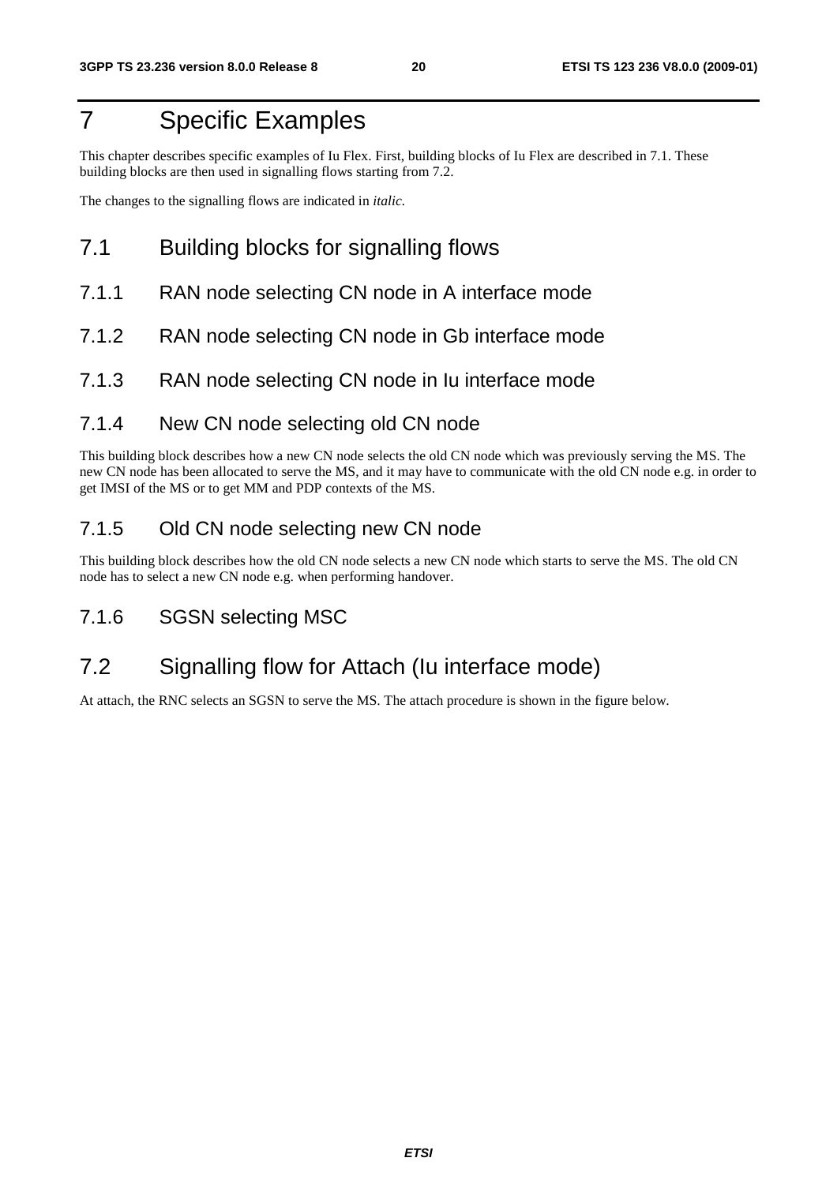# 7 Specific Examples

This chapter describes specific examples of Iu Flex. First, building blocks of Iu Flex are described in 7.1. These building blocks are then used in signalling flows starting from 7.2.

The changes to the signalling flows are indicated in *italic.*

## 7.1 Building blocks for signalling flows

### 7.1.1 RAN node selecting CN node in A interface mode

### 7.1.2 RAN node selecting CN node in Gb interface mode

### 7.1.3 RAN node selecting CN node in Iu interface mode

### 7.1.4 New CN node selecting old CN node

This building block describes how a new CN node selects the old CN node which was previously serving the MS. The new CN node has been allocated to serve the MS, and it may have to communicate with the old CN node e.g. in order to get IMSI of the MS or to get MM and PDP contexts of the MS.

### 7.1.5 Old CN node selecting new CN node

This building block describes how the old CN node selects a new CN node which starts to serve the MS. The old CN node has to select a new CN node e.g. when performing handover.

### 7.1.6 SGSN selecting MSC

## 7.2 Signalling flow for Attach (Iu interface mode)

At attach, the RNC selects an SGSN to serve the MS. The attach procedure is shown in the figure below.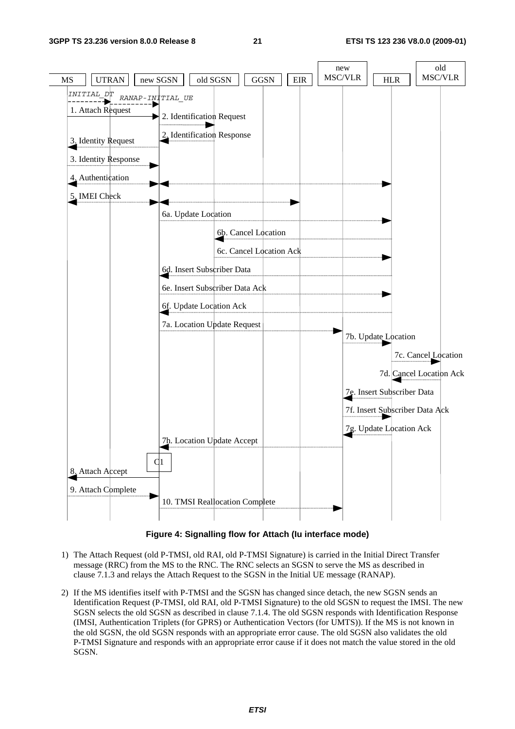**Figure 4: Signalling flow for Attach (Iu interface mode)**

1) The Attach Request (old P-TMSI, old RAI, old P-TMSI Signature) is carried in the Initial Direct Transfer message (RRC) from the MS to the RNC. The RNC selects an SGSN to serve the MS as described in clause 7.1.3 and relays the Attach Request to the SGSN in the Initial UE message (RANAP).

2) If the MS identifies itself with P-TMSI and the SGSN has changed since detach, the new SGSN sends an Identification Request (P-TMSI, old RAI, old P-TMSI Signature) to the old SGSN to request the IMSI. The new SGSN selects the old SGSN as described in clause 7.1.4. The old SGSN responds with Identification Response (IMSI, Authentication Triplets (for GPRS) or Authentication Vectors (for UMTS)). If the MS is not known in the old SGSN, the old SGSN responds with an appropriate error cause. The old SGSN also validates the old P-TMSI Signature and responds with an appropriate error cause if it does not match the value stored in the old SGSN.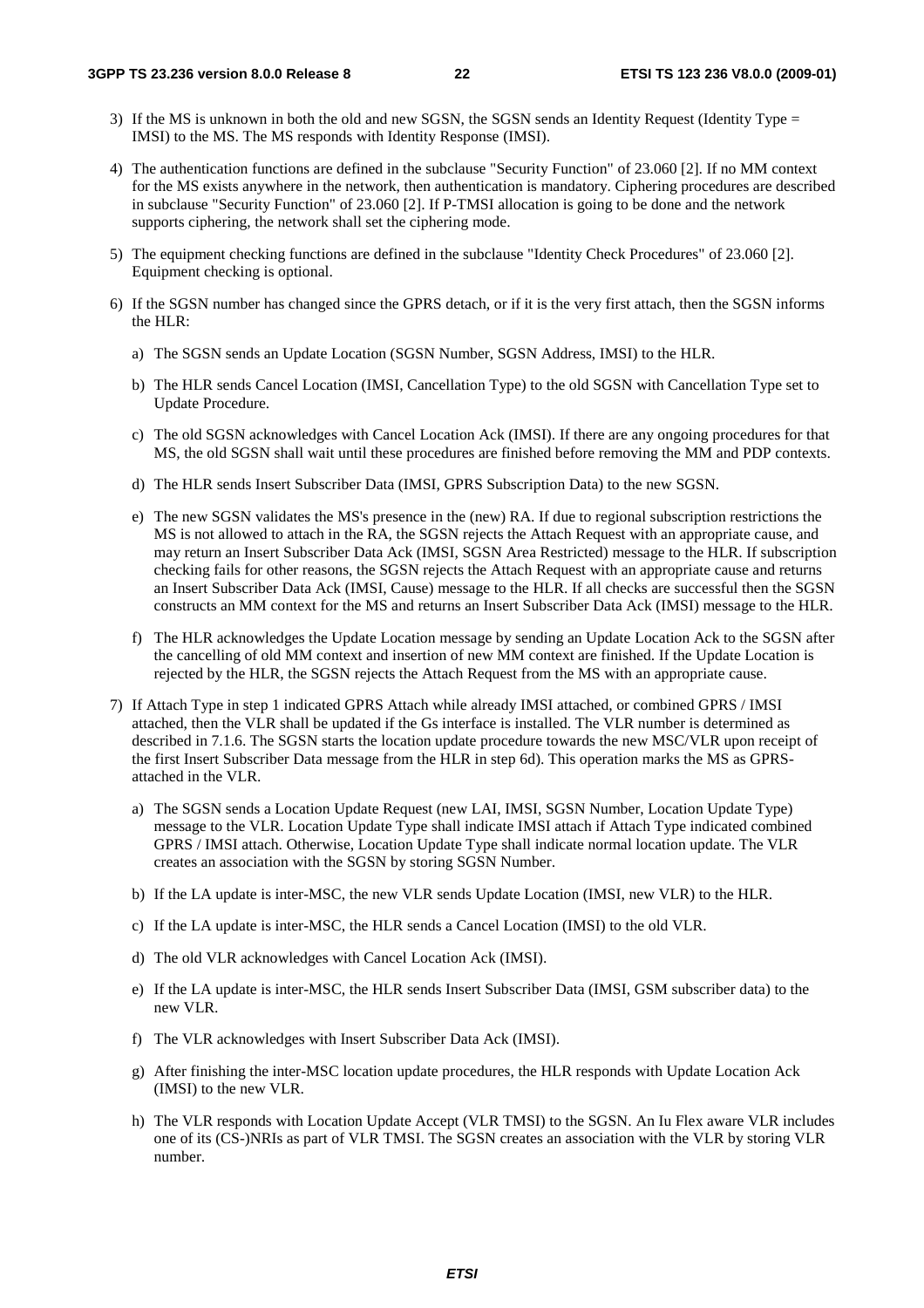3) If the MS is unknown in both the old and new SGSN, the SGSN sends an Identity Request (Identity Type = IMSI) to the MS. The MS responds with Identity Response (IMSI).

4) The authentication functions are defined in the subclause "Security Function" of 23.060 [2]. If no MM context for the MS exists anywhere in the network, then authentication is mandatory. Ciphering procedures are described in subclause "Security Function" of 23.060 [2]. If P-TMSI allocation is going to be done and the network supports ciphering, the network shall set the ciphering mode.

5) The equipment checking functions are defined in the subclause "Identity Check Procedures" of 23.060 [2]. Equipment checking is optional.

6) If the SGSN number has changed since the GPRS detach, or if it is the very first attach, then the SGSN informs the HLR:

   a) The SGSN sends an Update Location (SGSN Number, SGSN Address, IMSI) to the HLR.

   b) The HLR sends Cancel Location (IMSI, Cancellation Type) to the old SGSN with Cancellation Type set to Update Procedure.

   c) The old SGSN acknowledges with Cancel Location Ack (IMSI). If there are any ongoing procedures for that MS, the old SGSN shall wait until these procedures are finished before removing the MM and PDP contexts.

   d) The HLR sends Insert Subscriber Data (IMSI, GPRS Subscription Data) to the new SGSN.

   e) The new SGSN validates the MS's presence in the (new) RA. If due to regional subscription restrictions the MS is not allowed to attach in the RA, the SGSN rejects the Attach Request with an appropriate cause, and may return an Insert Subscriber Data Ack (IMSI, SGSN Area Restricted) message to the HLR. If subscription checking fails for other reasons, the SGSN rejects the Attach Request with an appropriate cause and returns an Insert Subscriber Data Ack (IMSI, Cause) message to the HLR. If all checks are successful then the SGSN constructs an MM context for the MS and returns an Insert Subscriber Data Ack (IMSI) message to the HLR.

   f) The HLR acknowledges the Update Location message by sending an Update Location Ack to the SGSN after the cancelling of old MM context and insertion of new MM context are finished. If the Update Location is rejected by the HLR, the SGSN rejects the Attach Request from the MS with an appropriate cause.

7) If Attach Type in step 1 indicated GPRS Attach while already IMSI attached, or combined GPRS / IMSI attached, then the VLR shall be updated if the Gs interface is installed. The VLR number is determined as described in 7.1.6. The SGSN starts the location update procedure towards the new MSC/VLR upon receipt of the first Insert Subscriber Data message from the HLR in step 6d). This operation marks the MS as GPRS-attached in the VLR.

   a) The SGSN sends a Location Update Request (new LAI, IMSI, SGSN Number, Location Update Type) message to the VLR. Location Update Type shall indicate IMSI attach if Attach Type indicated combined GPRS / IMSI attach. Otherwise, Location Update Type shall indicate normal location update. The VLR creates an association with the SGSN by storing SGSN Number.

   b) If the LA update is inter-MSC, the new VLR sends Update Location (IMSI, new VLR) to the HLR.

   c) If the LA update is inter-MSC, the HLR sends a Cancel Location (IMSI) to the old VLR.

   d) The old VLR acknowledges with Cancel Location Ack (IMSI).

   e) If the LA update is inter-MSC, the HLR sends Insert Subscriber Data (IMSI, GSM subscriber data) to the new VLR.

   f) The VLR acknowledges with Insert Subscriber Data Ack (IMSI).

   g) After finishing the inter-MSC location update procedures, the HLR responds with Update Location Ack (IMSI) to the new VLR.

   h) The VLR responds with Location Update Accept (VLR TMSI) to the SGSN. An Iu Flex aware VLR includes one of its (CS-)NRIs as part of VLR TMSI. The SGSN creates an association with the VLR by storing VLR number.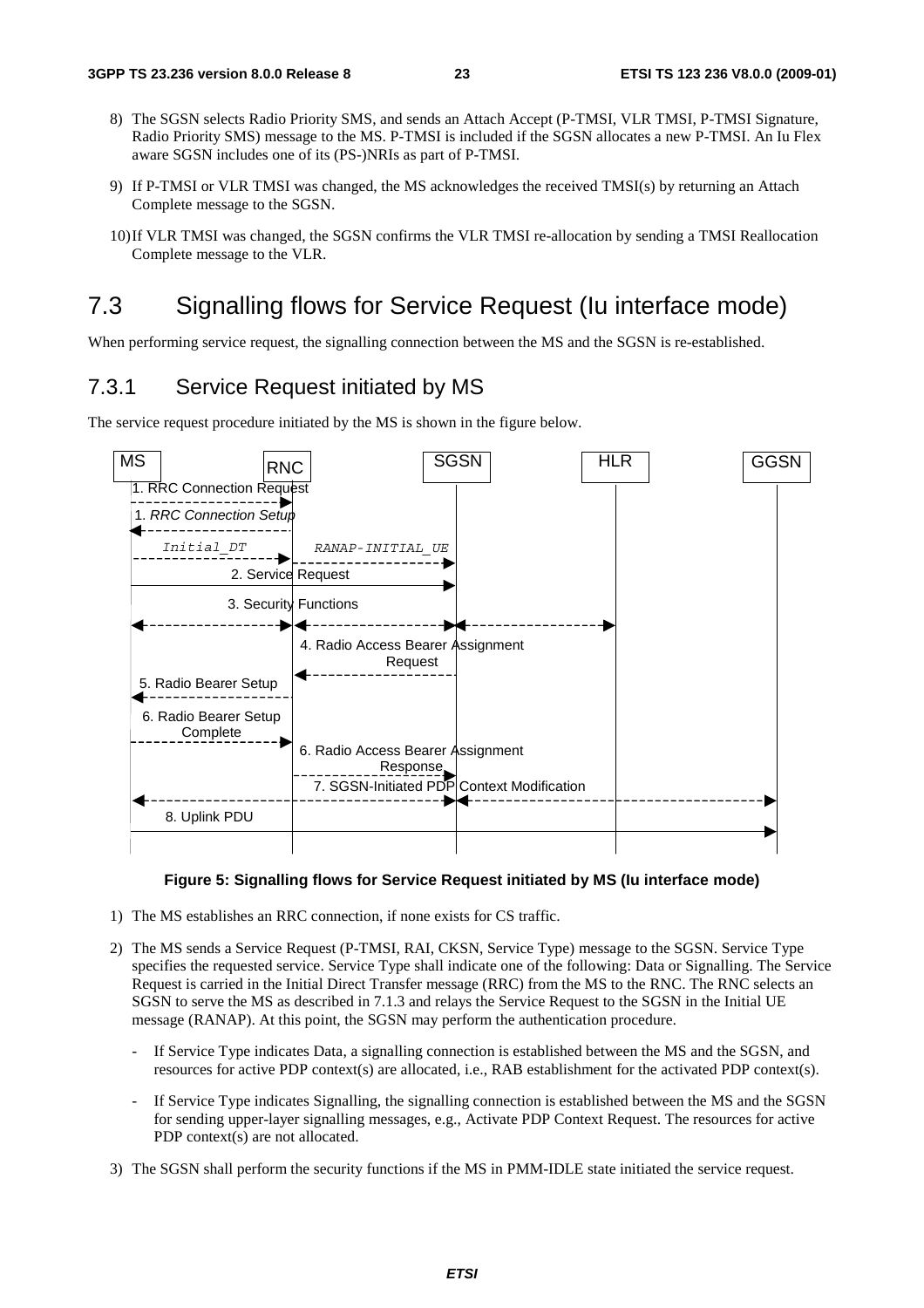8) The SGSN selects Radio Priority SMS, and sends an Attach Accept (P-TMSI, VLR TMSI, P-TMSI Signature, Radio Priority SMS) message to the MS. P-TMSI is included if the SGSN allocates a new P-TMSI. An Iu Flex aware SGSN includes one of its (PS-)NRIs as part of P-TMSI.

9) If P-TMSI or VLR TMSI was changed, the MS acknowledges the received TMSI(s) by returning an Attach Complete message to the SGSN.

10) If VLR TMSI was changed, the SGSN confirms the VLR TMSI re-allocation by sending a TMSI Reallocation Complete message to the VLR.

# 7.3 Signalling flows for Service Request (Iu interface mode)

When performing service request, the signalling connection between the MS and the SGSN is re-established.

## 7.3.1 Service Request initiated by MS

The service request procedure initiated by the MS is shown in the figure below.

MS | RNC | SGSN | HLR | GGSN

1. RRC Connection Request
1. *RRC Connection Setup*
*Initial_DT* — *RANAP-INITIAL_UE*
2. Service Request
3. Security Functions
4. Radio Access Bearer Assignment Request
5. Radio Bearer Setup
6. Radio Bearer Setup Complete
6. Radio Access Bearer Assignment Response
7. SGSN-Initiated PDP Context Modification
8. Uplink PDU

**Figure 5: Signalling flows for Service Request initiated by MS (Iu interface mode)**

1) The MS establishes an RRC connection, if none exists for CS traffic.

2) The MS sends a Service Request (P-TMSI, RAI, CKSN, Service Type) message to the SGSN. Service Type specifies the requested service. Service Type shall indicate one of the following: Data or Signalling. The Service Request is carried in the Initial Direct Transfer message (RRC) from the MS to the RNC. The RNC selects an SGSN to serve the MS as described in 7.1.3 and relays the Service Request to the SGSN in the Initial UE message (RANAP). At this point, the SGSN may perform the authentication procedure.

   - If Service Type indicates Data, a signalling connection is established between the MS and the SGSN, and resources for active PDP context(s) are allocated, i.e., RAB establishment for the activated PDP context(s).

   - If Service Type indicates Signalling, the signalling connection is established between the MS and the SGSN for sending upper-layer signalling messages, e.g., Activate PDP Context Request. The resources for active PDP context(s) are not allocated.

3) The SGSN shall perform the security functions if the MS in PMM-IDLE state initiated the service request.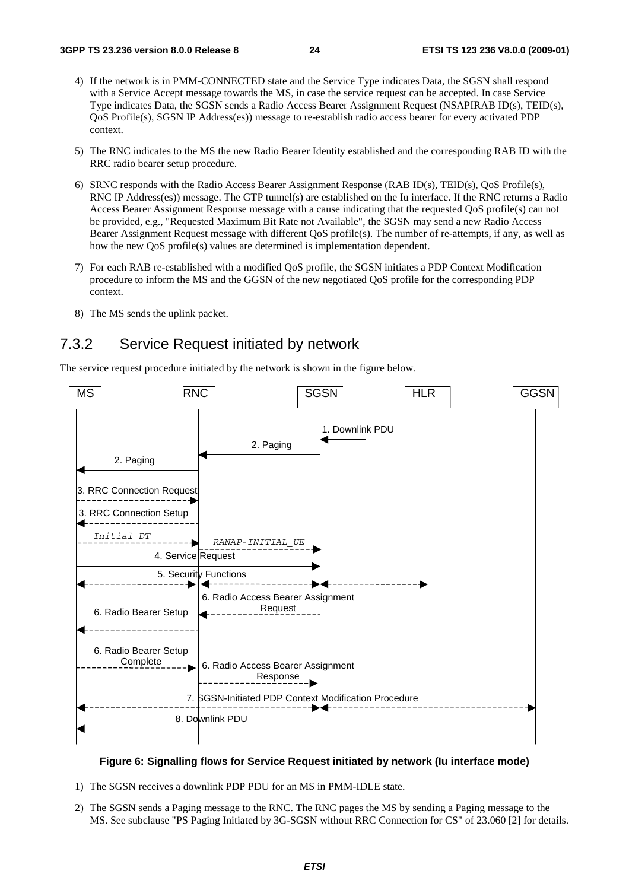4) If the network is in PMM-CONNECTED state and the Service Type indicates Data, the SGSN shall respond with a Service Accept message towards the MS, in case the service request can be accepted. In case Service Type indicates Data, the SGSN sends a Radio Access Bearer Assignment Request (NSAPIRAB ID(s), TEID(s), QoS Profile(s), SGSN IP Address(es)) message to re-establish radio access bearer for every activated PDP context.

5) The RNC indicates to the MS the new Radio Bearer Identity established and the corresponding RAB ID with the RRC radio bearer setup procedure.

6) SRNC responds with the Radio Access Bearer Assignment Response (RAB ID(s), TEID(s), QoS Profile(s), RNC IP Address(es)) message. The GTP tunnel(s) are established on the Iu interface. If the RNC returns a Radio Access Bearer Assignment Response message with a cause indicating that the requested QoS profile(s) can not be provided, e.g., "Requested Maximum Bit Rate not Available", the SGSN may send a new Radio Access Bearer Assignment Request message with different QoS profile(s). The number of re-attempts, if any, as well as how the new QoS profile(s) values are determined is implementation dependent.

7) For each RAB re-established with a modified QoS profile, the SGSN initiates a PDP Context Modification procedure to inform the MS and the GGSN of the new negotiated QoS profile for the corresponding PDP context.

8) The MS sends the uplink packet.

### 7.3.2 Service Request initiated by network

The service request procedure initiated by the network is shown in the figure below.

MS | RNC | SGSN | HLR | GGSN

1. Downlink PDU
2. Paging
2. Paging
3. RRC Connection Request
3. RRC Connection Setup
*Initial_DT*
*RANAP-INITIAL_UE*
4. Service Request
5. Security Functions
6. Radio Access Bearer Assignment Request
6. Radio Bearer Setup
6. Radio Bearer Setup Complete
6. Radio Access Bearer Assignment Response
7. SGSN-Initiated PDP Context Modification Procedure
8. Downlink PDU

**Figure 6: Signalling flows for Service Request initiated by network (Iu interface mode)**

1) The SGSN receives a downlink PDP PDU for an MS in PMM-IDLE state.

2) The SGSN sends a Paging message to the RNC. The RNC pages the MS by sending a Paging message to the MS. See subclause "PS Paging Initiated by 3G-SGSN without RRC Connection for CS" of 23.060 [2] for details.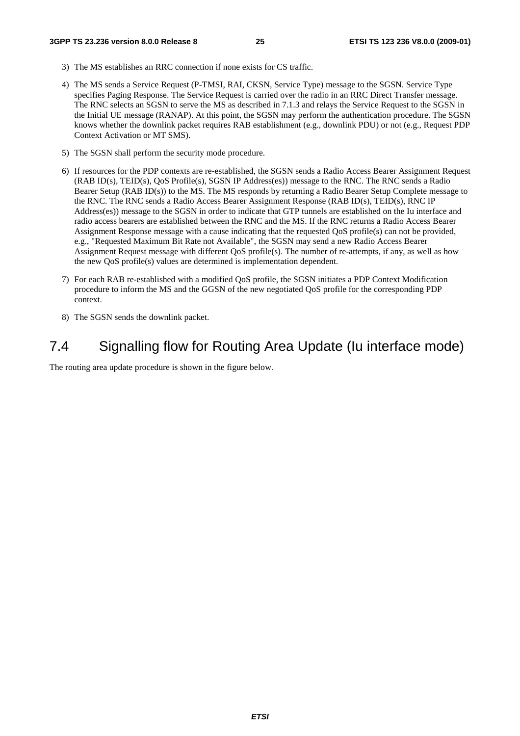3) The MS establishes an RRC connection if none exists for CS traffic.

4) The MS sends a Service Request (P-TMSI, RAI, CKSN, Service Type) message to the SGSN. Service Type specifies Paging Response. The Service Request is carried over the radio in an RRC Direct Transfer message. The RNC selects an SGSN to serve the MS as described in 7.1.3 and relays the Service Request to the SGSN in the Initial UE message (RANAP). At this point, the SGSN may perform the authentication procedure. The SGSN knows whether the downlink packet requires RAB establishment (e.g., downlink PDU) or not (e.g., Request PDP Context Activation or MT SMS).

5) The SGSN shall perform the security mode procedure.

6) If resources for the PDP contexts are re-established, the SGSN sends a Radio Access Bearer Assignment Request (RAB ID(s), TEID(s), QoS Profile(s), SGSN IP Address(es)) message to the RNC. The RNC sends a Radio Bearer Setup (RAB ID(s)) to the MS. The MS responds by returning a Radio Bearer Setup Complete message to the RNC. The RNC sends a Radio Access Bearer Assignment Response (RAB ID(s), TEID(s), RNC IP Address(es)) message to the SGSN in order to indicate that GTP tunnels are established on the Iu interface and radio access bearers are established between the RNC and the MS. If the RNC returns a Radio Access Bearer Assignment Response message with a cause indicating that the requested QoS profile(s) can not be provided, e.g., "Requested Maximum Bit Rate not Available", the SGSN may send a new Radio Access Bearer Assignment Request message with different QoS profile(s). The number of re-attempts, if any, as well as how the new QoS profile(s) values are determined is implementation dependent.

7) For each RAB re-established with a modified QoS profile, the SGSN initiates a PDP Context Modification procedure to inform the MS and the GGSN of the new negotiated QoS profile for the corresponding PDP context.

8) The SGSN sends the downlink packet.

## 7.4 Signalling flow for Routing Area Update (Iu interface mode)

The routing area update procedure is shown in the figure below.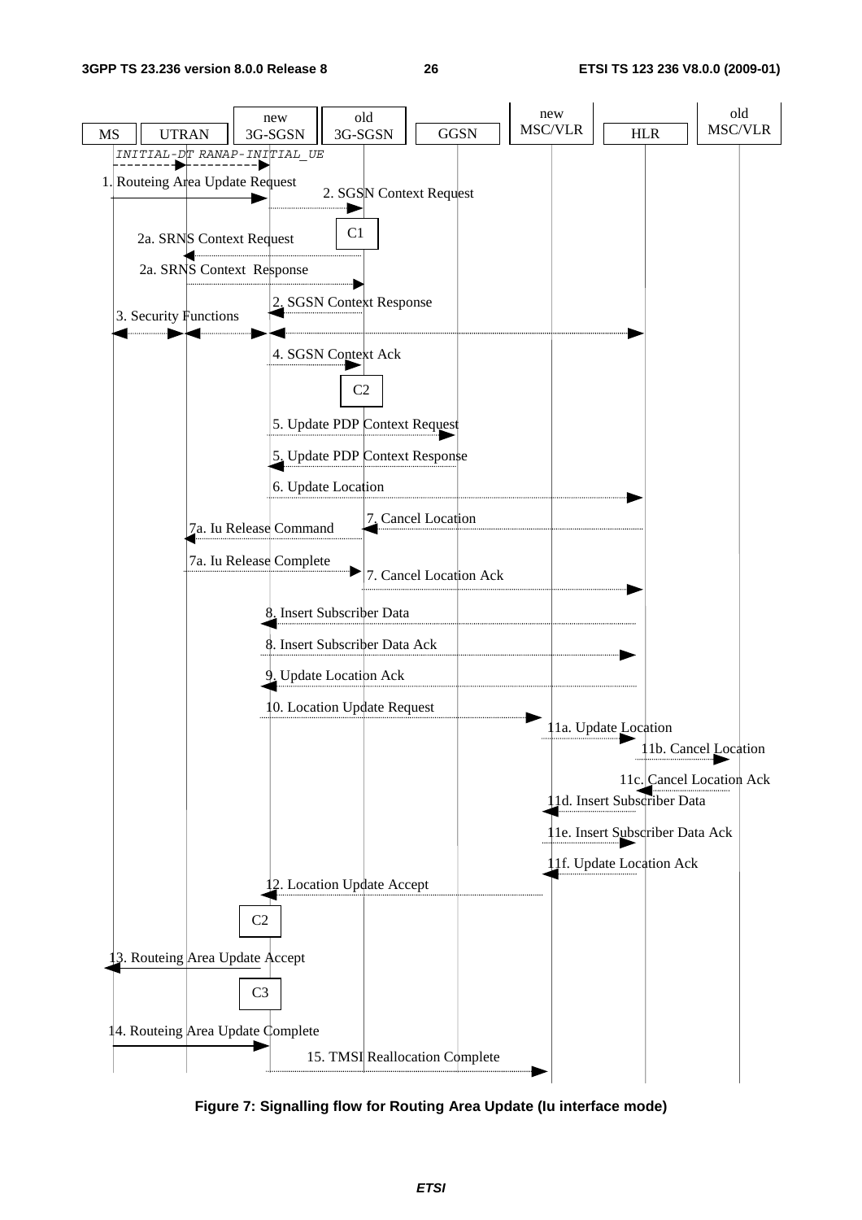MS | UTRAN | new 3G-SGSN | old 3G-SGSN | GGSN | new MSC/VLR | HLR | old MSC/VLR

INITIAL-DT RANAP-INITIAL_UE

1. Routeing Area Update Request

2. SGSN Context Request

C1

2a. SRNS Context Request

2a. SRNS Context Response

2. SGSN Context Response

3. Security Functions

4. SGSN Context Ack

C2

5. Update PDP Context Request

5. Update PDP Context Response

6. Update Location

7. Cancel Location

7a. Iu Release Command

7a. Iu Release Complete

7. Cancel Location Ack

8. Insert Subscriber Data

8. Insert Subscriber Data Ack

9. Update Location Ack

10. Location Update Request

11a. Update Location

11b. Cancel Location

11c. Cancel Location Ack

11d. Insert Subscriber Data

11e. Insert Subscriber Data Ack

11f. Update Location Ack

12. Location Update Accept

C2

13. Routeing Area Update Accept

C3

14. Routeing Area Update Complete

15. TMSI Reallocation Complete

**Figure 7: Signalling flow for Routing Area Update (Iu interface mode)**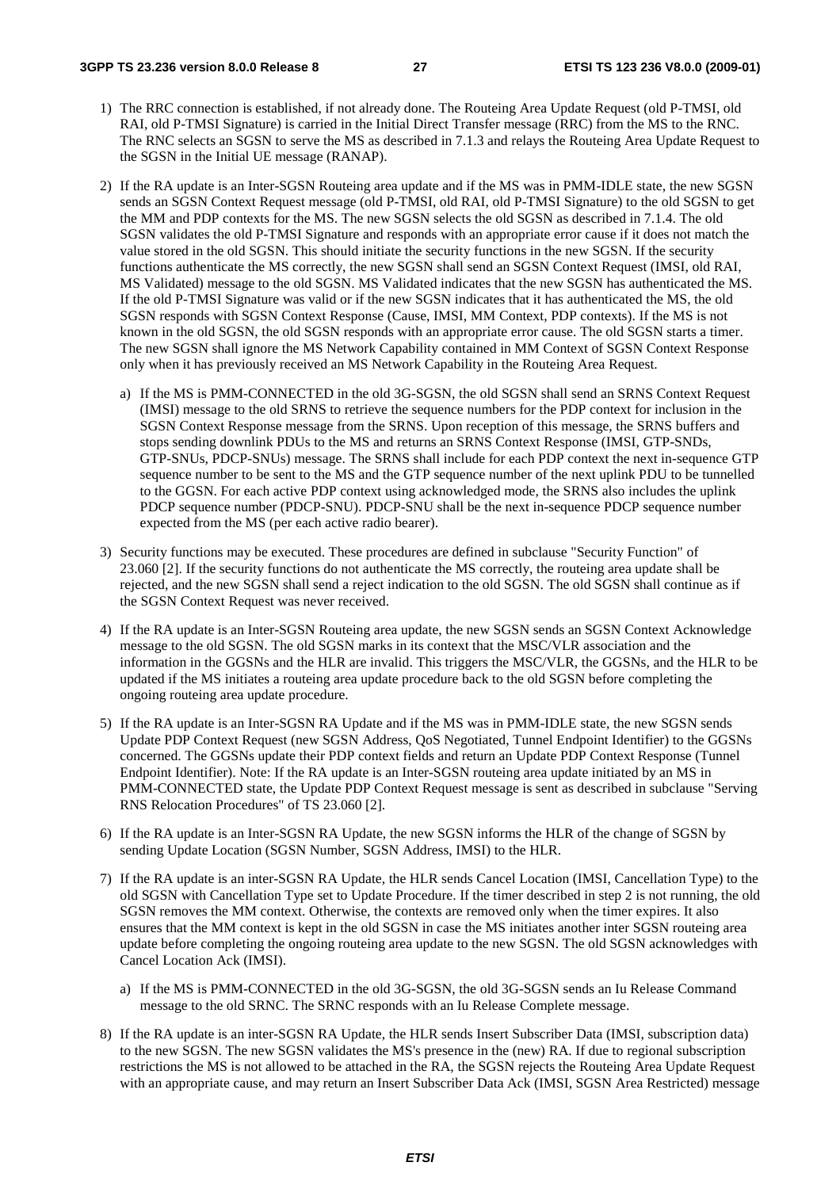1) The RRC connection is established, if not already done. The Routeing Area Update Request (old P-TMSI, old RAI, old P-TMSI Signature) is carried in the Initial Direct Transfer message (RRC) from the MS to the RNC. The RNC selects an SGSN to serve the MS as described in 7.1.3 and relays the Routeing Area Update Request to the SGSN in the Initial UE message (RANAP).

2) If the RA update is an Inter-SGSN Routeing area update and if the MS was in PMM-IDLE state, the new SGSN sends an SGSN Context Request message (old P-TMSI, old RAI, old P-TMSI Signature) to the old SGSN to get the MM and PDP contexts for the MS. The new SGSN selects the old SGSN as described in 7.1.4. The old SGSN validates the old P-TMSI Signature and responds with an appropriate error cause if it does not match the value stored in the old SGSN. This should initiate the security functions in the new SGSN. If the security functions authenticate the MS correctly, the new SGSN shall send an SGSN Context Request (IMSI, old RAI, MS Validated) message to the old SGSN. MS Validated indicates that the new SGSN has authenticated the MS. If the old P-TMSI Signature was valid or if the new SGSN indicates that it has authenticated the MS, the old SGSN responds with SGSN Context Response (Cause, IMSI, MM Context, PDP contexts). If the MS is not known in the old SGSN, the old SGSN responds with an appropriate error cause. The old SGSN starts a timer. The new SGSN shall ignore the MS Network Capability contained in MM Context of SGSN Context Response only when it has previously received an MS Network Capability in the Routeing Area Request.

   a) If the MS is PMM-CONNECTED in the old 3G-SGSN, the old SGSN shall send an SRNS Context Request (IMSI) message to the old SRNS to retrieve the sequence numbers for the PDP context for inclusion in the SGSN Context Response message from the SRNS. Upon reception of this message, the SRNS buffers and stops sending downlink PDUs to the MS and returns an SRNS Context Response (IMSI, GTP-SNDs, GTP-SNUs, PDCP-SNUs) message. The SRNS shall include for each PDP context the next in-sequence GTP sequence number to be sent to the MS and the GTP sequence number of the next uplink PDU to be tunnelled to the GGSN. For each active PDP context using acknowledged mode, the SRNS also includes the uplink PDCP sequence number (PDCP-SNU). PDCP-SNU shall be the next in-sequence PDCP sequence number expected from the MS (per each active radio bearer).

3) Security functions may be executed. These procedures are defined in subclause "Security Function" of 23.060 [2]. If the security functions do not authenticate the MS correctly, the routeing area update shall be rejected, and the new SGSN shall send a reject indication to the old SGSN. The old SGSN shall continue as if the SGSN Context Request was never received.

4) If the RA update is an Inter-SGSN Routeing area update, the new SGSN sends an SGSN Context Acknowledge message to the old SGSN. The old SGSN marks in its context that the MSC/VLR association and the information in the GGSNs and the HLR are invalid. This triggers the MSC/VLR, the GGSNs, and the HLR to be updated if the MS initiates a routeing area update procedure back to the old SGSN before completing the ongoing routeing area update procedure.

5) If the RA update is an Inter-SGSN RA Update and if the MS was in PMM-IDLE state, the new SGSN sends Update PDP Context Request (new SGSN Address, QoS Negotiated, Tunnel Endpoint Identifier) to the GGSNs concerned. The GGSNs update their PDP context fields and return an Update PDP Context Response (Tunnel Endpoint Identifier). Note: If the RA update is an Inter-SGSN routeing area update initiated by an MS in PMM-CONNECTED state, the Update PDP Context Request message is sent as described in subclause "Serving RNS Relocation Procedures" of TS 23.060 [2].

6) If the RA update is an Inter-SGSN RA Update, the new SGSN informs the HLR of the change of SGSN by sending Update Location (SGSN Number, SGSN Address, IMSI) to the HLR.

7) If the RA update is an inter-SGSN RA Update, the HLR sends Cancel Location (IMSI, Cancellation Type) to the old SGSN with Cancellation Type set to Update Procedure. If the timer described in step 2 is not running, the old SGSN removes the MM context. Otherwise, the contexts are removed only when the timer expires. It also ensures that the MM context is kept in the old SGSN in case the MS initiates another inter SGSN routeing area update before completing the ongoing routeing area update to the new SGSN. The old SGSN acknowledges with Cancel Location Ack (IMSI).

   a) If the MS is PMM-CONNECTED in the old 3G-SGSN, the old 3G-SGSN sends an Iu Release Command message to the old SRNC. The SRNC responds with an Iu Release Complete message.

8) If the RA update is an inter-SGSN RA Update, the HLR sends Insert Subscriber Data (IMSI, subscription data) to the new SGSN. The new SGSN validates the MS's presence in the (new) RA. If due to regional subscription restrictions the MS is not allowed to be attached in the RA, the SGSN rejects the Routeing Area Update Request with an appropriate cause, and may return an Insert Subscriber Data Ack (IMSI, SGSN Area Restricted) message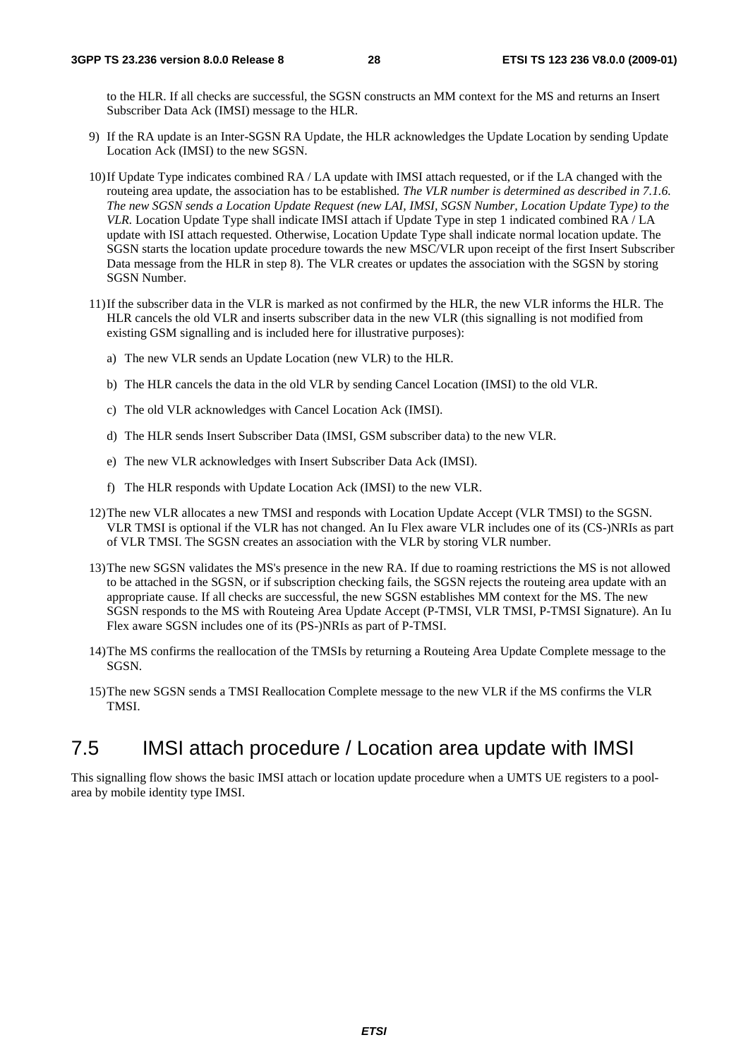to the HLR. If all checks are successful, the SGSN constructs an MM context for the MS and returns an Insert Subscriber Data Ack (IMSI) message to the HLR.

9) If the RA update is an Inter-SGSN RA Update, the HLR acknowledges the Update Location by sending Update Location Ack (IMSI) to the new SGSN.

10) If Update Type indicates combined RA / LA update with IMSI attach requested, or if the LA changed with the routeing area update, the association has to be established. *The VLR number is determined as described in 7.1.6. The new SGSN sends a Location Update Request (new LAI, IMSI, SGSN Number, Location Update Type) to the VLR.* Location Update Type shall indicate IMSI attach if Update Type in step 1 indicated combined RA / LA update with ISI attach requested. Otherwise, Location Update Type shall indicate normal location update. The SGSN starts the location update procedure towards the new MSC/VLR upon receipt of the first Insert Subscriber Data message from the HLR in step 8). The VLR creates or updates the association with the SGSN by storing SGSN Number.

11) If the subscriber data in the VLR is marked as not confirmed by the HLR, the new VLR informs the HLR. The HLR cancels the old VLR and inserts subscriber data in the new VLR (this signalling is not modified from existing GSM signalling and is included here for illustrative purposes):

    a) The new VLR sends an Update Location (new VLR) to the HLR.

    b) The HLR cancels the data in the old VLR by sending Cancel Location (IMSI) to the old VLR.

    c) The old VLR acknowledges with Cancel Location Ack (IMSI).

    d) The HLR sends Insert Subscriber Data (IMSI, GSM subscriber data) to the new VLR.

    e) The new VLR acknowledges with Insert Subscriber Data Ack (IMSI).

    f) The HLR responds with Update Location Ack (IMSI) to the new VLR.

12) The new VLR allocates a new TMSI and responds with Location Update Accept (VLR TMSI) to the SGSN. VLR TMSI is optional if the VLR has not changed. An Iu Flex aware VLR includes one of its (CS-)NRIs as part of VLR TMSI. The SGSN creates an association with the VLR by storing VLR number.

13) The new SGSN validates the MS's presence in the new RA. If due to roaming restrictions the MS is not allowed to be attached in the SGSN, or if subscription checking fails, the SGSN rejects the routeing area update with an appropriate cause. If all checks are successful, the new SGSN establishes MM context for the MS. The new SGSN responds to the MS with Routeing Area Update Accept (P-TMSI, VLR TMSI, P-TMSI Signature). An Iu Flex aware SGSN includes one of its (PS-)NRIs as part of P-TMSI.

14) The MS confirms the reallocation of the TMSIs by returning a Routeing Area Update Complete message to the SGSN.

15) The new SGSN sends a TMSI Reallocation Complete message to the new VLR if the MS confirms the VLR TMSI.

## 7.5 IMSI attach procedure / Location area update with IMSI

This signalling flow shows the basic IMSI attach or location update procedure when a UMTS UE registers to a pool-area by mobile identity type IMSI.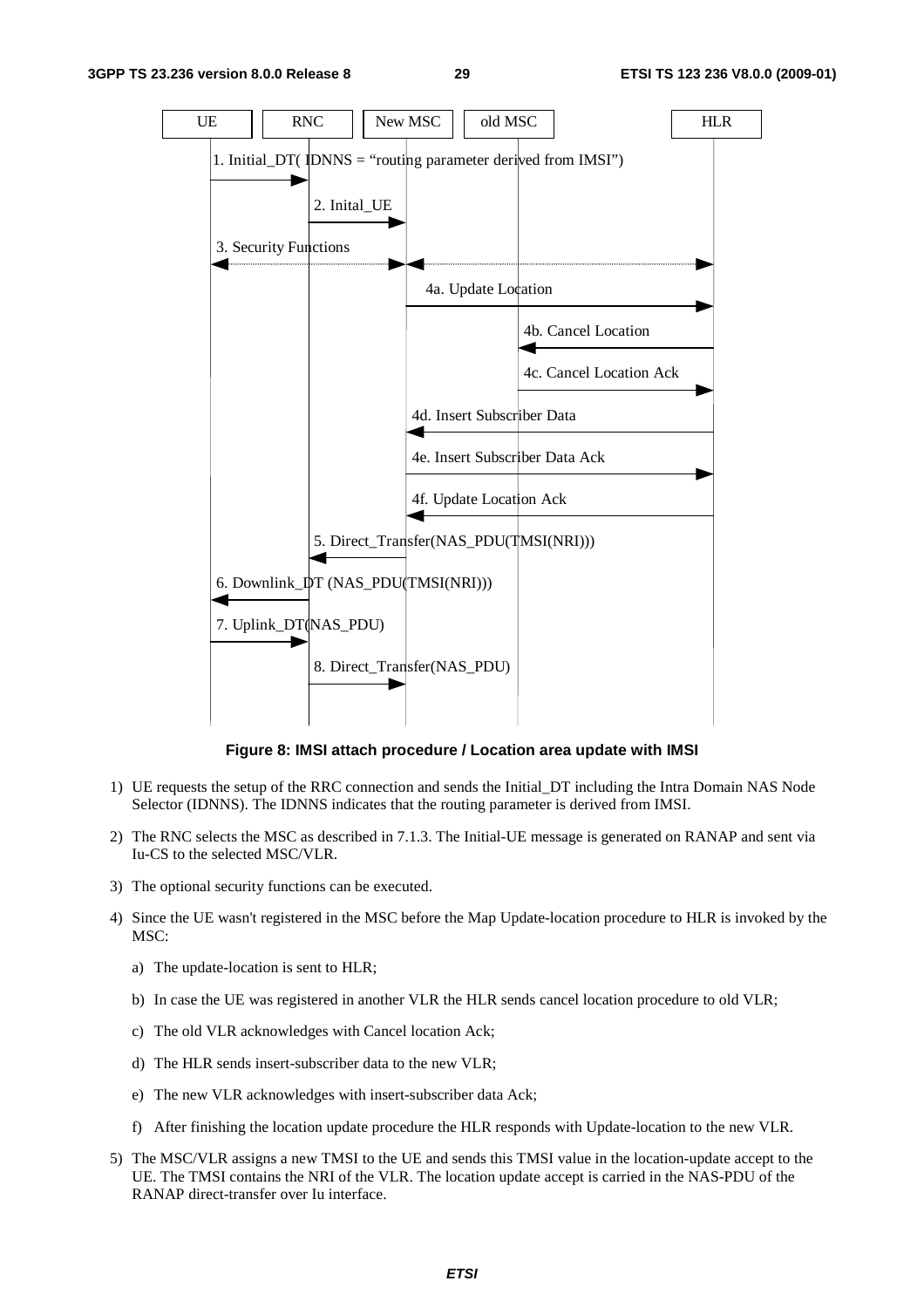**Figure 8: IMSI attach procedure / Location area update with IMSI**

1) UE requests the setup of the RRC connection and sends the Initial_DT including the Intra Domain NAS Node Selector (IDNNS). The IDNNS indicates that the routing parameter is derived from IMSI.

2) The RNC selects the MSC as described in 7.1.3. The Initial-UE message is generated on RANAP and sent via Iu-CS to the selected MSC/VLR.

3) The optional security functions can be executed.

4) Since the UE wasn't registered in the MSC before the Map Update-location procedure to HLR is invoked by the MSC:

   a) The update-location is sent to HLR;

   b) In case the UE was registered in another VLR the HLR sends cancel location procedure to old VLR;

   c) The old VLR acknowledges with Cancel location Ack;

   d) The HLR sends insert-subscriber data to the new VLR;

   e) The new VLR acknowledges with insert-subscriber data Ack;

   f) After finishing the location update procedure the HLR responds with Update-location to the new VLR.

5) The MSC/VLR assigns a new TMSI to the UE and sends this TMSI value in the location-update accept to the UE. The TMSI contains the NRI of the VLR. The location update accept is carried in the NAS-PDU of the RANAP direct-transfer over Iu interface.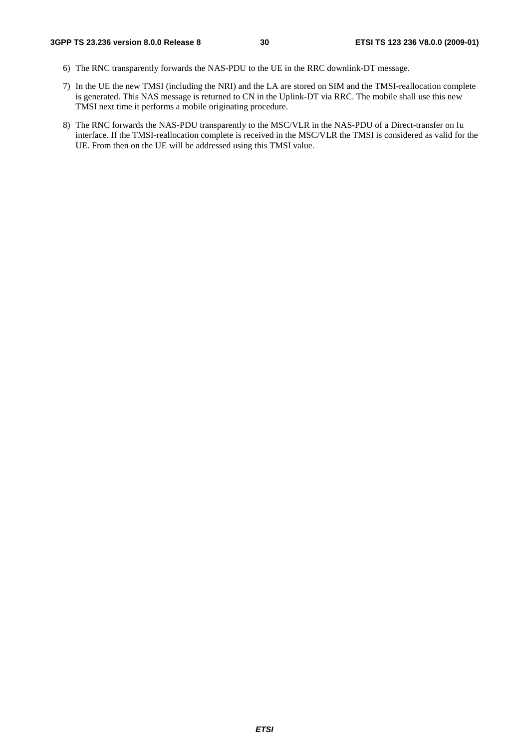6) The RNC transparently forwards the NAS-PDU to the UE in the RRC downlink-DT message.

7) In the UE the new TMSI (including the NRI) and the LA are stored on SIM and the TMSI-reallocation complete is generated. This NAS message is returned to CN in the Uplink-DT via RRC. The mobile shall use this new TMSI next time it performs a mobile originating procedure.

8) The RNC forwards the NAS-PDU transparently to the MSC/VLR in the NAS-PDU of a Direct-transfer on Iu interface. If the TMSI-reallocation complete is received in the MSC/VLR the TMSI is considered as valid for the UE. From then on the UE will be addressed using this TMSI value.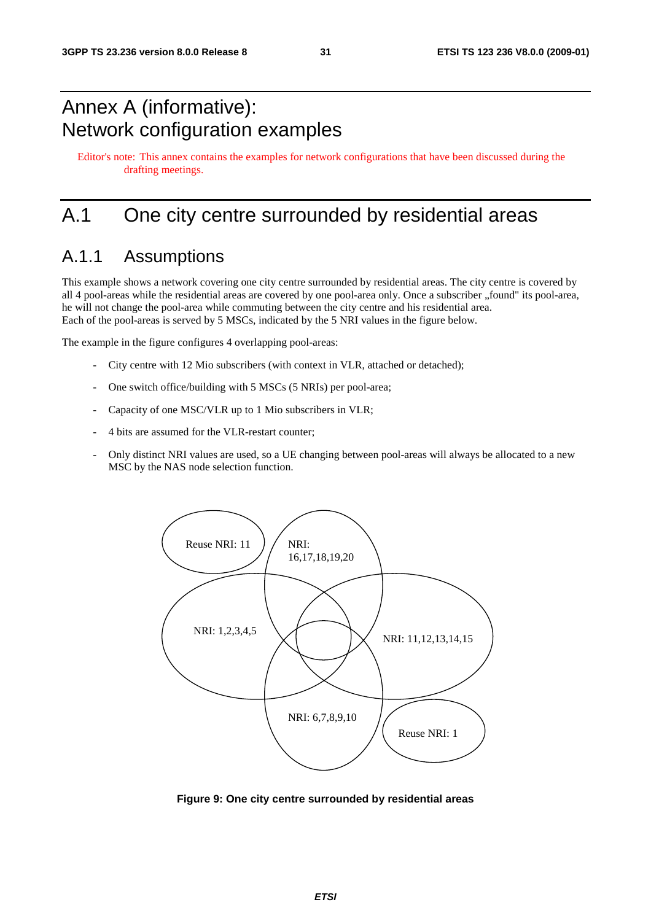# Annex A (informative): Network configuration examples

Editor's note: This annex contains the examples for network configurations that have been discussed during the drafting meetings.

# A.1 One city centre surrounded by residential areas

## A.1.1 Assumptions

This example shows a network covering one city centre surrounded by residential areas. The city centre is covered by all 4 pool-areas while the residential areas are covered by one pool-area only. Once a subscriber „found" its pool-area, he will not change the pool-area while commuting between the city centre and his residential area.
Each of the pool-areas is served by 5 MSCs, indicated by the 5 NRI values in the figure below.

The example in the figure configures 4 overlapping pool-areas:

- City centre with 12 Mio subscribers (with context in VLR, attached or detached);
- One switch office/building with 5 MSCs (5 NRIs) per pool-area;
- Capacity of one MSC/VLR up to 1 Mio subscribers in VLR;
- 4 bits are assumed for the VLR-restart counter;
- Only distinct NRI values are used, so a UE changing between pool-areas will always be allocated to a new MSC by the NAS node selection function.

Reuse NRI: 11

NRI: 16,17,18,19,20

NRI: 1,2,3,4,5

NRI: 11,12,13,14,15

NRI: 6,7,8,9,10

Reuse NRI: 1

**Figure 9: One city centre surrounded by residential areas**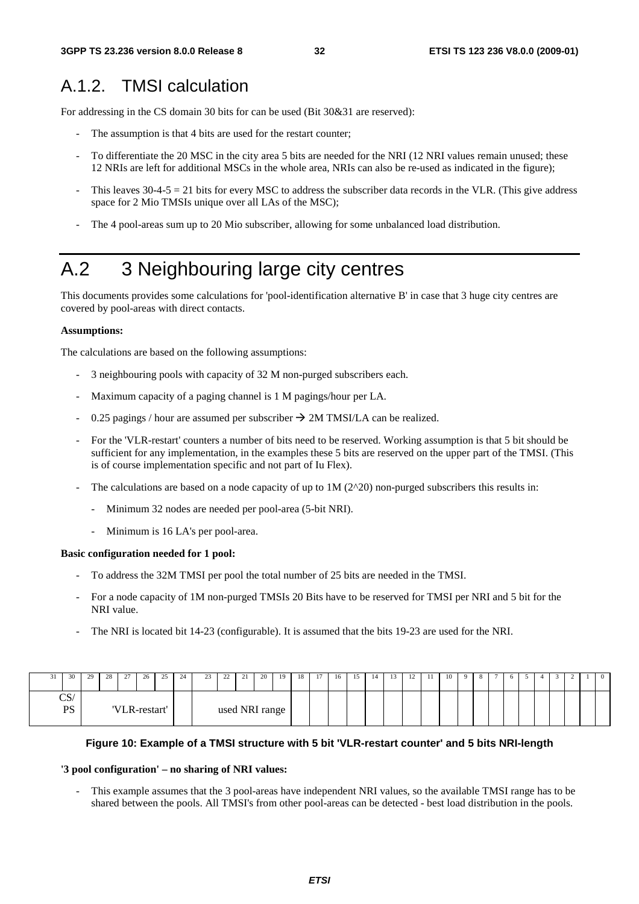## A.1.2. TMSI calculation

For addressing in the CS domain 30 bits for can be used (Bit 30&31 are reserved):

- The assumption is that 4 bits are used for the restart counter;
- To differentiate the 20 MSC in the city area 5 bits are needed for the NRI (12 NRI values remain unused; these 12 NRIs are left for additional MSCs in the whole area, NRIs can also be re-used as indicated in the figure);
- This leaves 30-4-5 = 21 bits for every MSC to address the subscriber data records in the VLR. (This give address space for 2 Mio TMSIs unique over all LAs of the MSC);
- The 4 pool-areas sum up to 20 Mio subscriber, allowing for some unbalanced load distribution.

# A.2 3 Neighbouring large city centres

This documents provides some calculations for 'pool-identification alternative B' in case that 3 huge city centres are covered by pool-areas with direct contacts.

**Assumptions:**

The calculations are based on the following assumptions:

- 3 neighbouring pools with capacity of 32 M non-purged subscribers each.
- Maximum capacity of a paging channel is 1 M pagings/hour per LA.
- 0.25 pagings / hour are assumed per subscriber → 2M TMSI/LA can be realized.
- For the 'VLR-restart' counters a number of bits need to be reserved. Working assumption is that 5 bit should be sufficient for any implementation, in the examples these 5 bits are reserved on the upper part of the TMSI. (This is of course implementation specific and not part of Iu Flex).
- The calculations are based on a node capacity of up to 1M (2^20) non-purged subscribers this results in:
  - Minimum 32 nodes are needed per pool-area (5-bit NRI).
  - Minimum is 16 LA's per pool-area.

**Basic configuration needed for 1 pool:**

- To address the 32M TMSI per pool the total number of 25 bits are needed in the TMSI.
- For a node capacity of 1M non-purged TMSIs 20 Bits have to be reserved for TMSI per NRI and 5 bit for the NRI value.
- The NRI is located bit 14-23 (configurable). It is assumed that the bits 19-23 are used for the NRI.

| 31 | 30 | 29 | 28 | 27 | 26 | 25 | 24 | 23 | 22 | 21 | 20 | 19 | 18 | 17 | 16 | 15 | 14 | 13 | 12 | 11 | 10 | 9 | 8 | 7 | 6 | 5 | 4 | 3 | 2 | 1 | 0 |
|---|---|---|---|---|---|---|---|---|---|---|---|---|---|---|---|---|---|---|---|---|---|---|---|---|---|---|---|---|---|---|---|
| CS/ PS | | 'VLR-restart' | | | | | | used NRI range | | | | | | | | | | | | | | | | | | | | | | | |

**Figure 10: Example of a TMSI structure with 5 bit 'VLR-restart counter' and 5 bits NRI-length**

**'3 pool configuration' – no sharing of NRI values:**

- This example assumes that the 3 pool-areas have independent NRI values, so the available TMSI range has to be shared between the pools. All TMSI's from other pool-areas can be detected - best load distribution in the pools.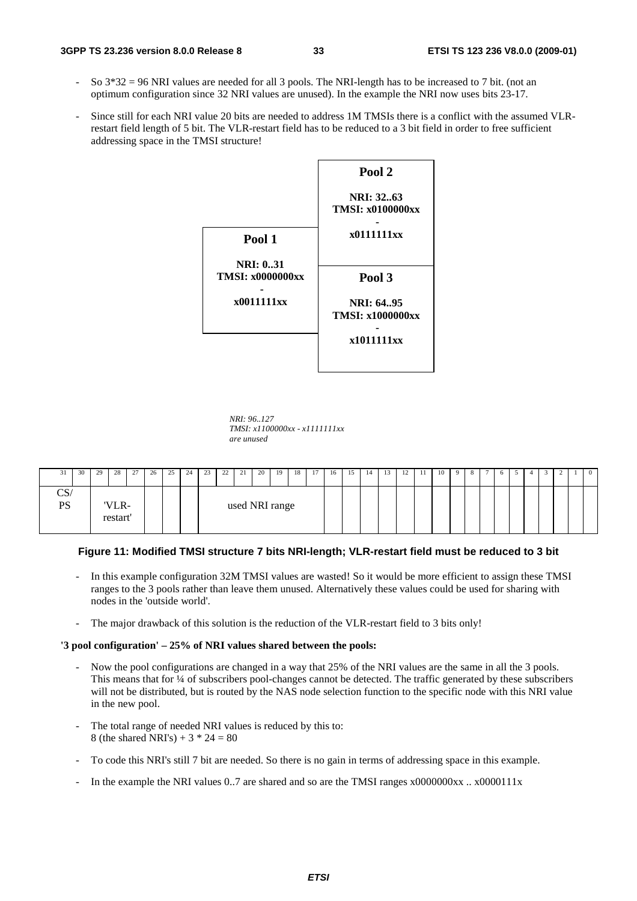- So 3*32 = 96 NRI values are needed for all 3 pools. The NRI-length has to be increased to 7 bit. (not an optimum configuration since 32 NRI values are unused). In the example the NRI now uses bits 23-17.

- Since still for each NRI value 20 bits are needed to address 1M TMSIs there is a conflict with the assumed VLR-restart field length of 5 bit. The VLR-restart field has to be reduced to a 3 bit field in order to free sufficient addressing space in the TMSI structure!

**Pool 2**

**NRI: 32..63**
**TMSI: x0100000xx**
**-**
**x0111111xx**

**Pool 1**

**NRI: 0..31**
**TMSI: x0000000xx**
**-**
**x0011111xx**

**Pool 3**

**NRI: 64..95**
**TMSI: x1000000xx**
**-**
**x1011111xx**

*NRI: 96..127*
*TMSI: x1100000xx - x1111111xx*
*are unused*

| 31 | 30 | 29 | 28 | 27 | 26 | 25 | 24 | 23 | 22 | 21 | 20 | 19 | 18 | 17 | 16 | 15 | 14 | 13 | 12 | 11 | 10 | 9 | 8 | 7 | 6 | 5 | 4 | 3 | 2 | 1 | 0 |
|---|---|---|---|---|---|---|---|---|---|---|---|---|---|---|---|---|---|---|---|---|---|---|---|---|---|---|---|---|---|---|---|
| CS/ PS | | 'VLR- restart' | | | | | | used NRI range | | | | | | | | | | | | | | | | | | | | | | | |

**Figure 11: Modified TMSI structure 7 bits NRI-length; VLR-restart field must be reduced to 3 bit**

- In this example configuration 32M TMSI values are wasted! So it would be more efficient to assign these TMSI ranges to the 3 pools rather than leave them unused. Alternatively these values could be used for sharing with nodes in the 'outside world'.

- The major drawback of this solution is the reduction of the VLR-restart field to 3 bits only!

**'3 pool configuration' – 25% of NRI values shared between the pools:**

- Now the pool configurations are changed in a way that 25% of the NRI values are the same in all the 3 pools. This means that for ¼ of subscribers pool-changes cannot be detected. The traffic generated by these subscribers will not be distributed, but is routed by the NAS node selection function to the specific node with this NRI value in the new pool.

- The total range of needed NRI values is reduced by this to:
  8 (the shared NRI's) + 3 * 24 = 80

- To code this NRI's still 7 bit are needed. So there is no gain in terms of addressing space in this example.

- In the example the NRI values 0..7 are shared and so are the TMSI ranges x0000000xx .. x0000111x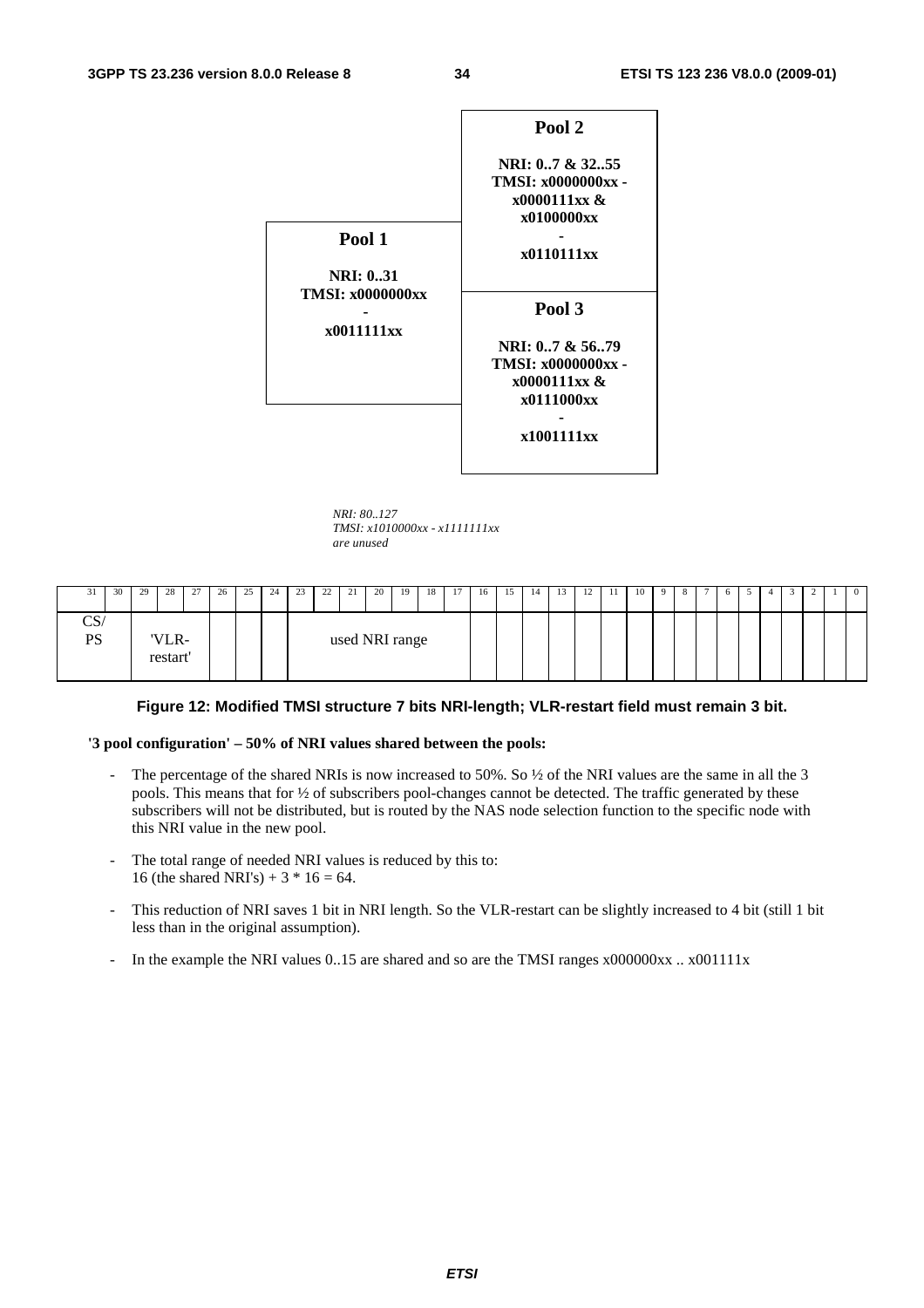**Pool 2**

**NRI: 0..7 & 32..55**
**TMSI: x0000000xx - x0000111xx & x0100000xx - x0110111xx**

**Pool 1**

**NRI: 0..31**
**TMSI: x0000000xx - x0011111xx**

**Pool 3**

**NRI: 0..7 & 56..79**
**TMSI: x0000000xx - x0000111xx & x0111000xx - x1001111xx**

*NRI: 80..127*
*TMSI: x1010000xx - x1111111xx*
*are unused*

| 31 | 30 | 29 | 28 | 27 | 26 | 25 | 24 | 23 | 22 | 21 | 20 | 19 | 18 | 17 | 16 | 15 | 14 | 13 | 12 | 11 | 10 | 9 | 8 | 7 | 6 | 5 | 4 | 3 | 2 | 1 | 0 |
|---|---|---|---|---|---|---|---|---|---|---|---|---|---|---|---|---|---|---|---|---|---|---|---|---|---|---|---|---|---|---|---|
| CS/ PS | | 'VLR-restart' | | | | | | used NRI range | | | | | | | | | | | | | | | | | | | | | | | |

**Figure 12: Modified TMSI structure 7 bits NRI-length; VLR-restart field must remain 3 bit.**

**'3 pool configuration' – 50% of NRI values shared between the pools:**

- The percentage of the shared NRIs is now increased to 50%. So ½ of the NRI values are the same in all the 3 pools. This means that for ½ of subscribers pool-changes cannot be detected. The traffic generated by these subscribers will not be distributed, but is routed by the NAS node selection function to the specific node with this NRI value in the new pool.
- The total range of needed NRI values is reduced by this to: 16 (the shared NRI's) + 3 * 16 = 64.
- This reduction of NRI saves 1 bit in NRI length. So the VLR-restart can be slightly increased to 4 bit (still 1 bit less than in the original assumption).
- In the example the NRI values 0..15 are shared and so are the TMSI ranges x000000xx .. x001111x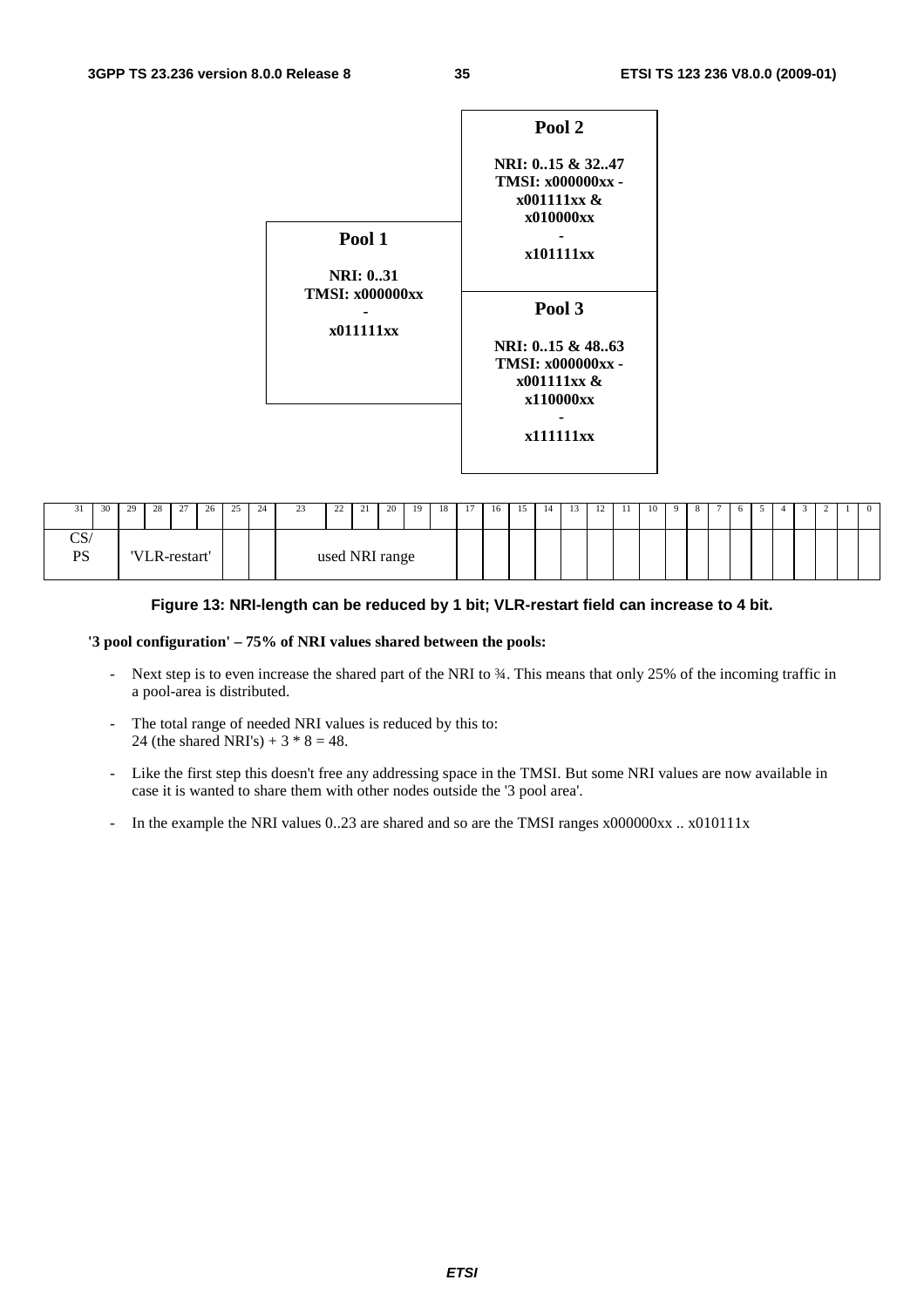**Pool 2**

NRI: 0..15 & 32..47
TMSI: x000000xx - x001111xx & x010000xx - x101111xx

**Pool 1**

NRI: 0..31
TMSI: x000000xx - x011111xx

**Pool 3**

NRI: 0..15 & 48..63
TMSI: x000000xx - x001111xx & x110000xx - x111111xx

| 31 | 30 | 29 | 28 | 27 | 26 | 25 | 24 | 23 | 22 | 21 | 20 | 19 | 18 | 17 | 16 | 15 | 14 | 13 | 12 | 11 | 10 | 9 | 8 | 7 | 6 | 5 | 4 | 3 | 2 | 1 | 0 |
|---|---|---|---|---|---|---|---|---|---|---|---|---|---|---|---|---|---|---|---|---|---|---|---|---|---|---|---|---|---|---|---|
| CS/ PS | | 'VLR-restart' | | | | | | used NRI range | | | | | | | | | | | | | | | | | | | | | | | |

**Figure 13: NRI-length can be reduced by 1 bit; VLR-restart field can increase to 4 bit.**

**'3 pool configuration' – 75% of NRI values shared between the pools:**

- Next step is to even increase the shared part of the NRI to ¾. This means that only 25% of the incoming traffic in a pool-area is distributed.
- The total range of needed NRI values is reduced by this to:
  24 (the shared NRI's) + 3 * 8 = 48.
- Like the first step this doesn't free any addressing space in the TMSI. But some NRI values are now available in case it is wanted to share them with other nodes outside the '3 pool area'.
- In the example the NRI values 0..23 are shared and so are the TMSI ranges x000000xx .. x010111x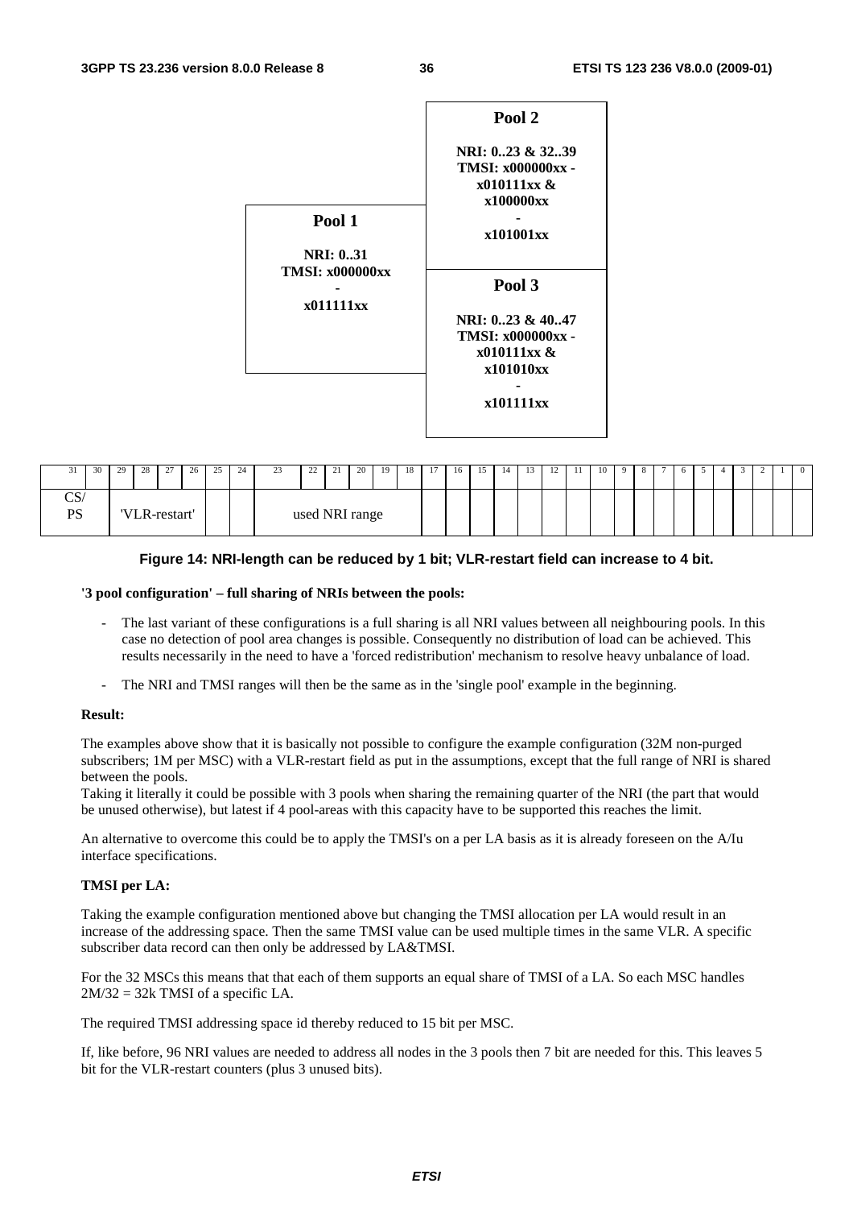Pool 2

NRI: 0..23 & 32..39
TMSI: x000000xx - x010111xx & x100000xx - x101001xx

Pool 1

NRI: 0..31
TMSI: x000000xx - x011111xx

Pool 3

NRI: 0..23 & 40..47
TMSI: x000000xx - x010111xx & x101010xx - x101111xx

| 31 | 30 | 29 | 28 | 27 | 26 | 25 | 24 | 23 | 22 | 21 | 20 | 19 | 18 | 17 | 16 | 15 | 14 | 13 | 12 | 11 | 10 | 9 | 8 | 7 | 6 | 5 | 4 | 3 | 2 | 1 | 0 |
|---|---|---|---|---|---|---|---|---|---|---|---|---|---|---|---|---|---|---|---|---|---|---|---|---|---|---|---|---|---|---|---|
| CS/PS | | 'VLR-restart' | | | | | | used NRI range | | | | | | | | | | | | | | | | | | | | | | | |

**Figure 14: NRI-length can be reduced by 1 bit; VLR-restart field can increase to 4 bit.**

**'3 pool configuration' – full sharing of NRIs between the pools:**

- The last variant of these configurations is a full sharing is all NRI values between all neighbouring pools. In this case no detection of pool area changes is possible. Consequently no distribution of load can be achieved. This results necessarily in the need to have a 'forced redistribution' mechanism to resolve heavy unbalance of load.
- The NRI and TMSI ranges will then be the same as in the 'single pool' example in the beginning.

**Result:**

The examples above show that it is basically not possible to configure the example configuration (32M non-purged subscribers; 1M per MSC) with a VLR-restart field as put in the assumptions, except that the full range of NRI is shared between the pools.

Taking it literally it could be possible with 3 pools when sharing the remaining quarter of the NRI (the part that would be unused otherwise), but latest if 4 pool-areas with this capacity have to be supported this reaches the limit.

An alternative to overcome this could be to apply the TMSI's on a per LA basis as it is already foreseen on the A/Iu interface specifications.

**TMSI per LA:**

Taking the example configuration mentioned above but changing the TMSI allocation per LA would result in an increase of the addressing space. Then the same TMSI value can be used multiple times in the same VLR. A specific subscriber data record can then only be addressed by LA&TMSI.

For the 32 MSCs this means that that each of them supports an equal share of TMSI of a LA. So each MSC handles 2M/32 = 32k TMSI of a specific LA.

The required TMSI addressing space id thereby reduced to 15 bit per MSC.

If, like before, 96 NRI values are needed to address all nodes in the 3 pools then 7 bit are needed for this. This leaves 5 bit for the VLR-restart counters (plus 3 unused bits).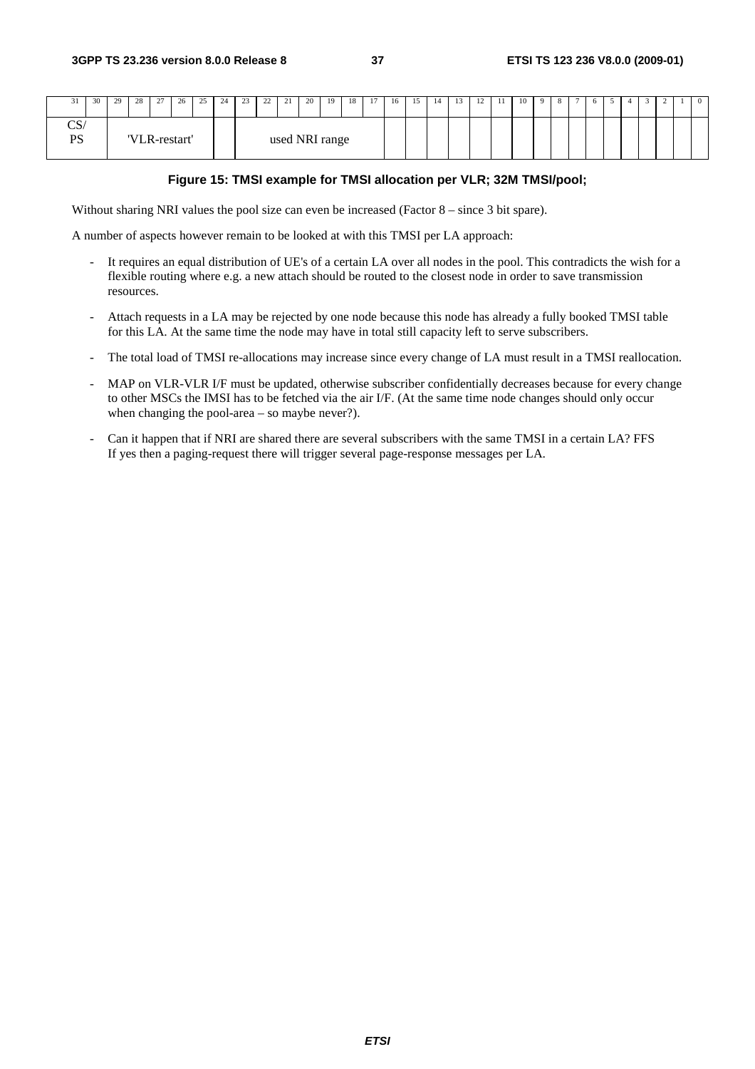| 31 | 30 | 29 | 28 | 27 | 26 | 25 | 24 | 23 | 22 | 21 | 20 | 19 | 18 | 17 | 16 | 15 | 14 | 13 | 12 | 11 | 10 | 9 | 8 | 7 | 6 | 5 | 4 | 3 | 2 | 1 | 0 |
|---|---|---|---|---|---|---|---|---|---|---|---|---|---|---|---|---|---|---|---|---|---|---|---|---|---|---|---|---|---|---|---|
| CS/ PS | | 'VLR-restart' | | | | | | used NRI range | | | | | | | | | | | | | | | | | | | | | | | |

**Figure 15: TMSI example for TMSI allocation per VLR; 32M TMSI/pool;**

Without sharing NRI values the pool size can even be increased (Factor 8 – since 3 bit spare).

A number of aspects however remain to be looked at with this TMSI per LA approach:

- It requires an equal distribution of UE's of a certain LA over all nodes in the pool. This contradicts the wish for a flexible routing where e.g. a new attach should be routed to the closest node in order to save transmission resources.
- Attach requests in a LA may be rejected by one node because this node has already a fully booked TMSI table for this LA. At the same time the node may have in total still capacity left to serve subscribers.
- The total load of TMSI re-allocations may increase since every change of LA must result in a TMSI reallocation.
- MAP on VLR-VLR I/F must be updated, otherwise subscriber confidentially decreases because for every change to other MSCs the IMSI has to be fetched via the air I/F. (At the same time node changes should only occur when changing the pool-area – so maybe never?).
- Can it happen that if NRI are shared there are several subscribers with the same TMSI in a certain LA? FFS
  If yes then a paging-request there will trigger several page-response messages per LA.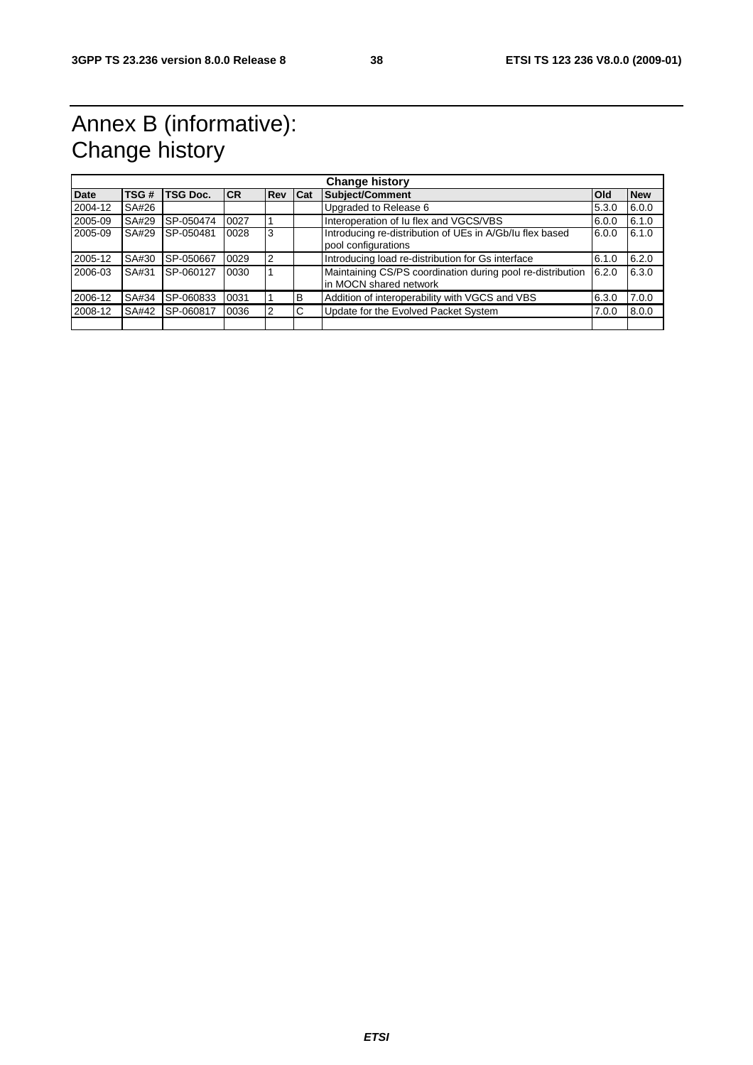# Annex B (informative): Change history

| Change history | | | | | | | | |
|---|---|---|---|---|---|---|---|---|
| **Date** | **TSG #** | **TSG Doc.** | **CR** | **Rev** | **Cat** | **Subject/Comment** | **Old** | **New** |
| 2004-12 | SA#26 | | | | | Upgraded to Release 6 | 5.3.0 | 6.0.0 |
| 2005-09 | SA#29 | SP-050474 | 0027 | 1 | | Interoperation of Iu flex and VGCS/VBS | 6.0.0 | 6.1.0 |
| 2005-09 | SA#29 | SP-050481 | 0028 | 3 | | Introducing re-distribution of UEs in A/Gb/Iu flex based pool configurations | 6.0.0 | 6.1.0 |
| 2005-12 | SA#30 | SP-050667 | 0029 | 2 | | Introducing load re-distribution for Gs interface | 6.1.0 | 6.2.0 |
| 2006-03 | SA#31 | SP-060127 | 0030 | 1 | | Maintaining CS/PS coordination during pool re-distribution in MOCN shared network | 6.2.0 | 6.3.0 |
| 2006-12 | SA#34 | SP-060833 | 0031 | 1 | B | Addition of interoperability with VGCS and VBS | 6.3.0 | 7.0.0 |
| 2008-12 | SA#42 | SP-060817 | 0036 | 2 | C | Update for the Evolved Packet System | 7.0.0 | 8.0.0 |
| | | | | | | | | |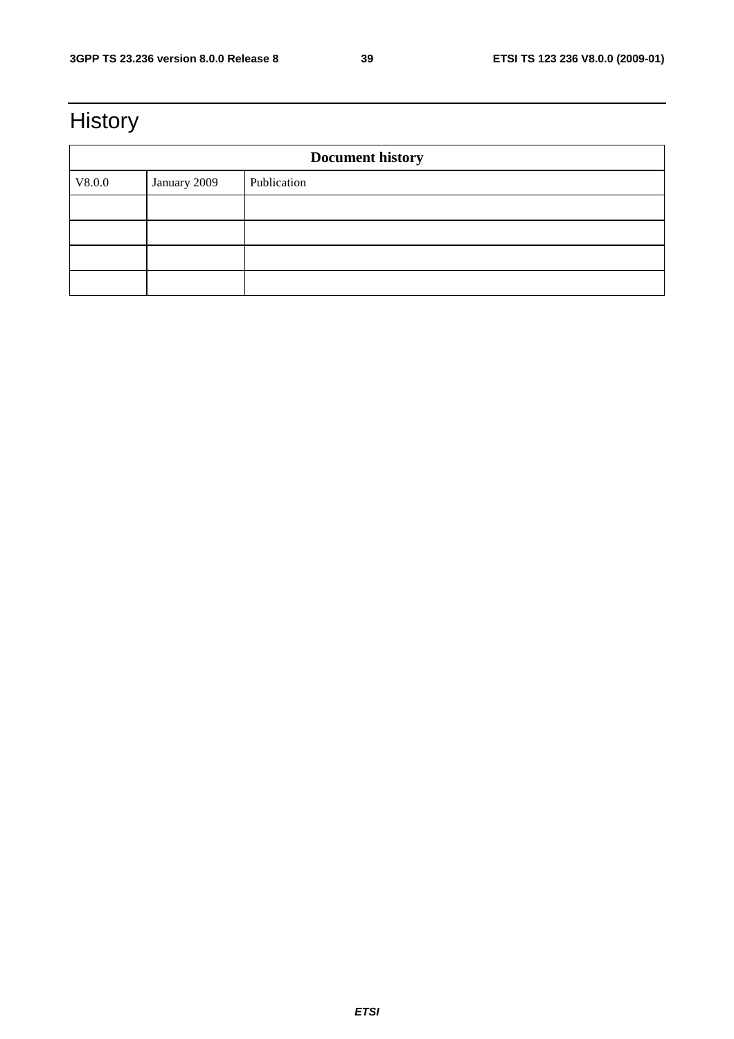# History

| Document history | | |
| --- | --- | --- |
| V8.0.0 | January 2009 | Publication |
| | | |
| | | |
| | | |
| | | |